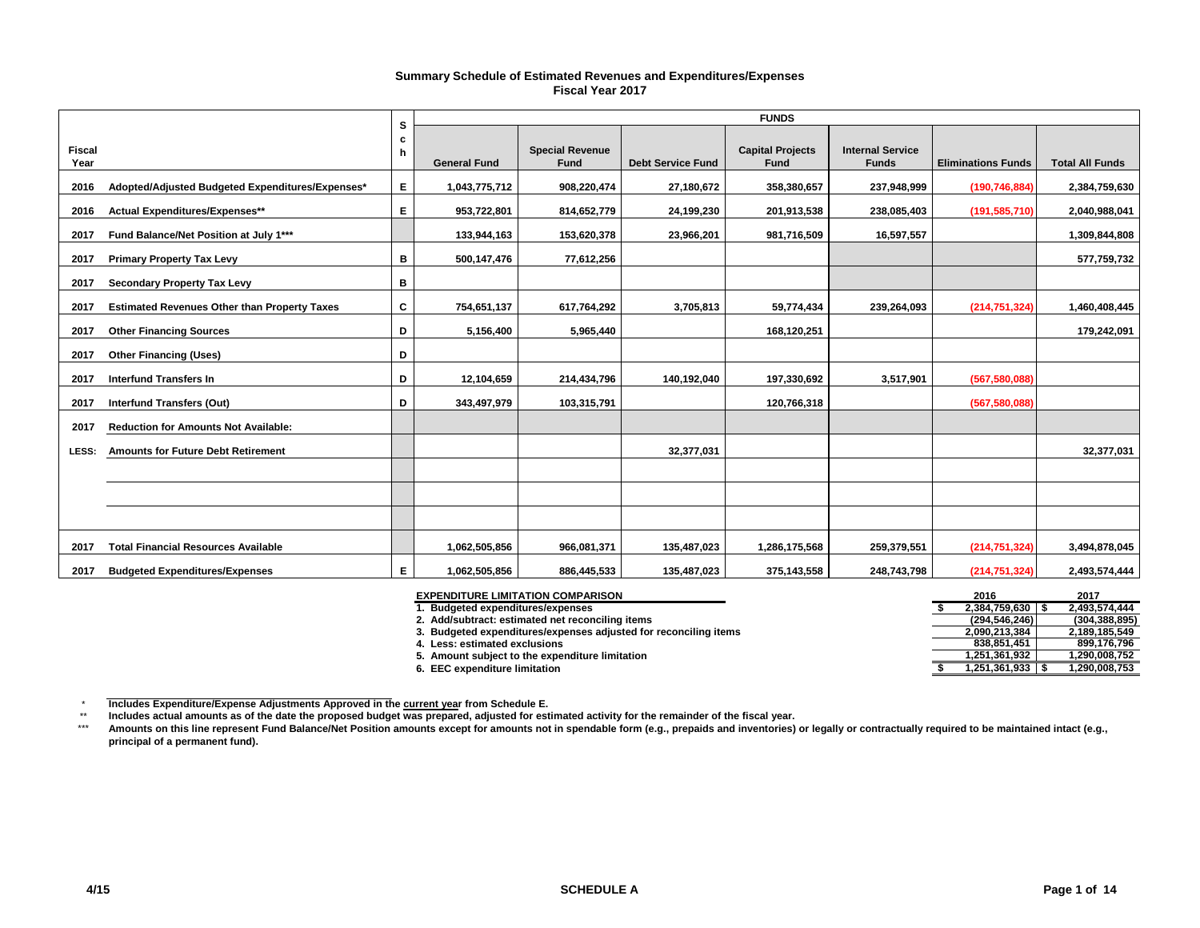## Summary Schedule of Estimated Revenues and Expenditures/Expenses
## Fiscal Year 2017

| Fiscal Year | | Sch | General Fund | Special Revenue Fund | Debt Service Fund | Capital Projects Fund | Internal Service Funds | Eliminations Funds | Total All Funds |
|---|---|---|---|---|---|---|---|---|---|
| | | | FUNDS | | | | | | |
| 2016 | Adopted/Adjusted Budgeted Expenditures/Expenses* | E | 1,043,775,712 | 908,220,474 | 27,180,672 | 358,380,657 | 237,948,999 | (190,746,884) | 2,384,759,630 |
| 2016 | Actual Expenditures/Expenses** | E | 953,722,801 | 814,652,779 | 24,199,230 | 201,913,538 | 238,085,403 | (191,585,710) | 2,040,988,041 |
| 2017 | Fund Balance/Net Position at July 1*** | | 133,944,163 | 153,620,378 | 23,966,201 | 981,716,509 | 16,597,557 | | 1,309,844,808 |
| 2017 | Primary Property Tax Levy | B | 500,147,476 | 77,612,256 | | | | | 577,759,732 |
| 2017 | Secondary Property Tax Levy | B | | | | | | | |
| 2017 | Estimated Revenues Other than Property Taxes | C | 754,651,137 | 617,764,292 | 3,705,813 | 59,774,434 | 239,264,093 | (214,751,324) | 1,460,408,445 |
| 2017 | Other Financing Sources | D | 5,156,400 | 5,965,440 | | 168,120,251 | | | 179,242,091 |
| 2017 | Other Financing (Uses) | D | | | | | | | |
| 2017 | Interfund Transfers In | D | 12,104,659 | 214,434,796 | 140,192,040 | 197,330,692 | 3,517,901 | (567,580,088) | |
| 2017 | Interfund Transfers (Out) | D | 343,497,979 | 103,315,791 | | 120,766,318 | | (567,580,088) | |
| 2017 | Reduction for Amounts Not Available: | | | | | | | | |
| LESS: | Amounts for Future Debt Retirement | | | | 32,377,031 | | | | 32,377,031 |
| | | | | | | | | | |
| | | | | | | | | | |
| | | | | | | | | | |
| 2017 | Total Financial Resources Available | | 1,062,505,856 | 966,081,371 | 135,487,023 | 1,286,175,568 | 259,379,551 | (214,751,324) | 3,494,878,045 |
| 2017 | Budgeted Expenditures/Expenses | E | 1,062,505,856 | 886,445,533 | 135,487,023 | 375,143,558 | 248,743,798 | (214,751,324) | 2,493,574,444 |

| EXPENDITURE LIMITATION COMPARISON | 2016 | 2017 |
|---|---|---|
| 1. Budgeted expenditures/expenses | $ 2,384,759,630 | $ 2,493,574,444 |
| 2. Add/subtract: estimated net reconciling items | (294,546,246) | (304,388,895) |
| 3. Budgeted expenditures/expenses adjusted for reconciling items | 2,090,213,384 | 2,189,185,549 |
| 4. Less: estimated exclusions | 838,851,451 | 899,176,796 |
| 5. Amount subject to the expenditure limitation | 1,251,361,932 | 1,290,008,752 |
| 6. EEC expenditure limitation | $ 1,251,361,933 | $ 1,290,008,753 |

\* Includes Expenditure/Expense Adjustments Approved in the current year from Schedule E.

\** Includes actual amounts as of the date the proposed budget was prepared, adjusted for estimated activity for the remainder of the fiscal year.

\*** Amounts on this line represent Fund Balance/Net Position amounts except for amounts not in spendable form (e.g., prepaids and inventories) or legally or contractually required to be maintained intact (e.g., principal of a permanent fund).

4/15 SCHEDULE A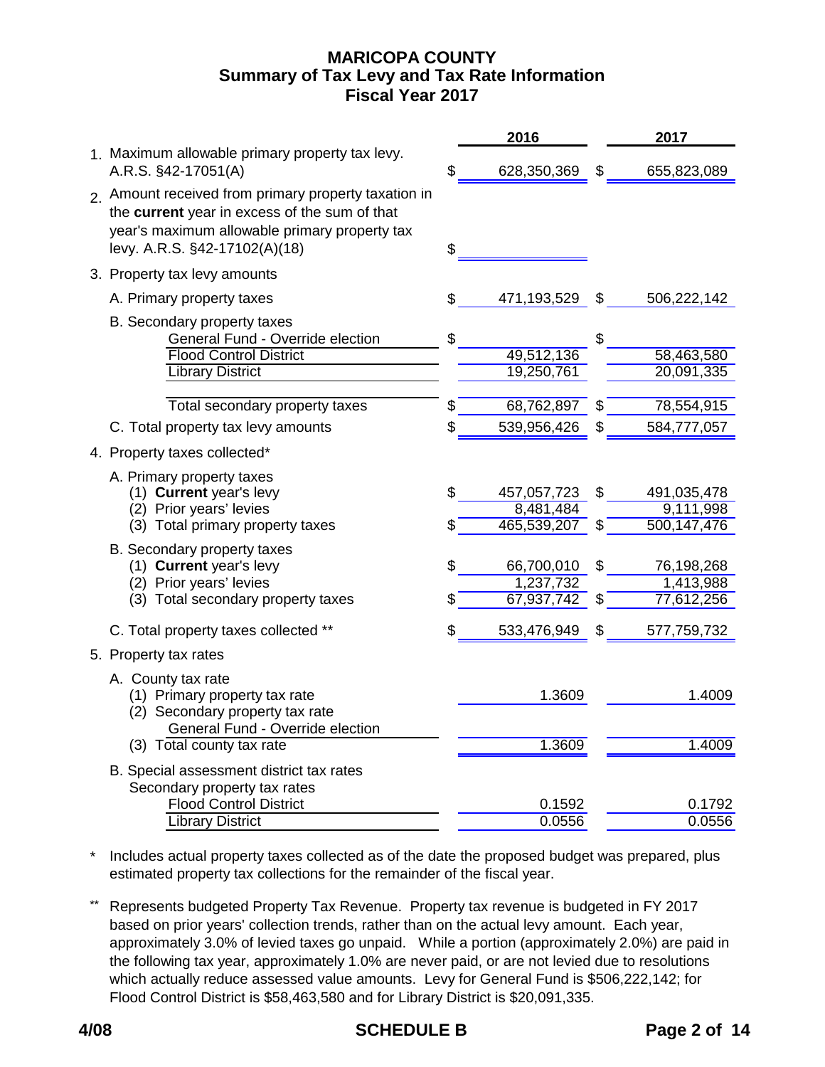# MARICOPA COUNTY
## Summary of Tax Levy and Tax Rate Information
## Fiscal Year 2017

| | | 2016 | 2017 |
|---|---|---|---|
| 1. | Maximum allowable primary property tax levy. A.R.S. §42-17051(A) | $ 628,350,369 | $ 655,823,089 |
| 2. | Amount received from primary property taxation in the **current** year in excess of the sum of that year's maximum allowable primary property tax levy. A.R.S. §42-17102(A)(18) | $ | |
| 3. | Property tax levy amounts | | |
| | A. Primary property taxes | $ 471,193,529 | $ 506,222,142 |
| | B. Secondary property taxes | | |
| | General Fund - Override election | $ | $ |
| | Flood Control District | 49,512,136 | 58,463,580 |
| | Library District | 19,250,761 | 20,091,335 |
| | Total secondary property taxes | $ 68,762,897 | $ 78,554,915 |
| | C. Total property tax levy amounts | $ 539,956,426 | $ 584,777,057 |
| 4. | Property taxes collected* | | |
| | A. Primary property taxes | | |
| | (1) **Current** year's levy | $ 457,057,723 | $ 491,035,478 |
| | (2) Prior years' levies | 8,481,484 | 9,111,998 |
| | (3) Total primary property taxes | $ 465,539,207 | $ 500,147,476 |
| | B. Secondary property taxes | | |
| | (1) **Current** year's levy | $ 66,700,010 | $ 76,198,268 |
| | (2) Prior years' levies | 1,237,732 | 1,413,988 |
| | (3) Total secondary property taxes | $ 67,937,742 | $ 77,612,256 |
| | C. Total property taxes collected ** | $ 533,476,949 | $ 577,759,732 |
| 5. | Property tax rates | | |
| | A. County tax rate | | |
| | (1) Primary property tax rate | 1.3609 | 1.4009 |
| | (2) Secondary property tax rate | | |
| | General Fund - Override election | | |
| | (3) Total county tax rate | 1.3609 | 1.4009 |
| | B. Special assessment district tax rates | | |
| | Secondary property tax rates | | |
| | Flood Control District | 0.1592 | 0.1792 |
| | Library District | 0.0556 | 0.0556 |

\* Includes actual property taxes collected as of the date the proposed budget was prepared, plus estimated property tax collections for the remainder of the fiscal year.

\*\* Represents budgeted Property Tax Revenue. Property tax revenue is budgeted in FY 2017 based on prior years' collection trends, rather than on the actual levy amount. Each year, approximately 3.0% of levied taxes go unpaid. While a portion (approximately 2.0%) are paid in the following tax year, approximately 1.0% are never paid, or are not levied due to resolutions which actually reduce assessed value amounts. Levy for General Fund is $506,222,142; for Flood Control District is $58,463,580 and for Library District is $20,091,335.

4/08 SCHEDULE B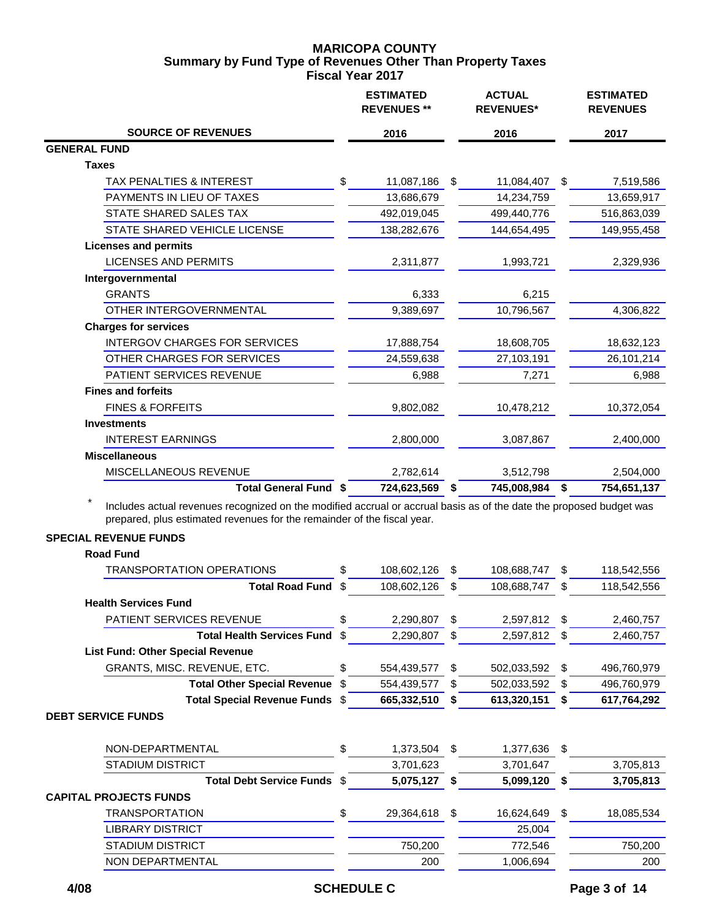# MARICOPA COUNTY
## Summary by Fund Type of Revenues Other Than Property Taxes
### Fiscal Year 2017

| SOURCE OF REVENUES | ESTIMATED REVENUES ** 2016 | ACTUAL REVENUES* 2016 | ESTIMATED REVENUES 2017 |
|---|---|---|---|
| **GENERAL FUND** | | | |
| **Taxes** | | | |
| TAX PENALTIES & INTEREST | $ 11,087,186 | $ 11,084,407 | $ 7,519,586 |
| PAYMENTS IN LIEU OF TAXES | 13,686,679 | 14,234,759 | 13,659,917 |
| STATE SHARED SALES TAX | 492,019,045 | 499,440,776 | 516,863,039 |
| STATE SHARED VEHICLE LICENSE | 138,282,676 | 144,654,495 | 149,955,458 |
| **Licenses and permits** | | | |
| LICENSES AND PERMITS | 2,311,877 | 1,993,721 | 2,329,936 |
| **Intergovernmental** | | | |
| GRANTS | 6,333 | 6,215 | |
| OTHER INTERGOVERNMENTAL | 9,389,697 | 10,796,567 | 4,306,822 |
| **Charges for services** | | | |
| INTERGOV CHARGES FOR SERVICES | 17,888,754 | 18,608,705 | 18,632,123 |
| OTHER CHARGES FOR SERVICES | 24,559,638 | 27,103,191 | 26,101,214 |
| PATIENT SERVICES REVENUE | 6,988 | 7,271 | 6,988 |
| **Fines and forfeits** | | | |
| FINES & FORFEITS | 9,802,082 | 10,478,212 | 10,372,054 |
| **Investments** | | | |
| INTEREST EARNINGS | 2,800,000 | 3,087,867 | 2,400,000 |
| **Miscellaneous** | | | |
| MISCELLANEOUS REVENUE | 2,782,614 | 3,512,798 | 2,504,000 |
| **Total General Fund** | **$ 724,623,569** | **$ 745,008,984** | **$ 754,651,137** |

\* Includes actual revenues recognized on the modified accrual or accrual basis as of the date the proposed budget was prepared, plus estimated revenues for the remainder of the fiscal year.

| SOURCE OF REVENUES | ESTIMATED REVENUES ** 2016 | ACTUAL REVENUES* 2016 | ESTIMATED REVENUES 2017 |
|---|---|---|---|
| **SPECIAL REVENUE FUNDS** | | | |
| **Road Fund** | | | |
| TRANSPORTATION OPERATIONS | $ 108,602,126 | $ 108,688,747 | $ 118,542,556 |
| **Total Road Fund** | $ 108,602,126 | $ 108,688,747 | $ 118,542,556 |
| **Health Services Fund** | | | |
| PATIENT SERVICES REVENUE | $ 2,290,807 | $ 2,597,812 | $ 2,460,757 |
| **Total Health Services Fund** | $ 2,290,807 | $ 2,597,812 | $ 2,460,757 |
| **List Fund: Other Special Revenue** | | | |
| GRANTS, MISC. REVENUE, ETC. | $ 554,439,577 | $ 502,033,592 | $ 496,760,979 |
| **Total Other Special Revenue** | $ 554,439,577 | $ 502,033,592 | $ 496,760,979 |
| **Total Special Revenue Funds** | **$ 665,332,510** | **$ 613,320,151** | **$ 617,764,292** |
| **DEBT SERVICE FUNDS** | | | |
| NON-DEPARTMENTAL | $ 1,373,504 | $ 1,377,636 | $ |
| STADIUM DISTRICT | 3,701,623 | 3,701,647 | 3,705,813 |
| **Total Debt Service Funds** | **$ 5,075,127** | **$ 5,099,120** | **$ 3,705,813** |
| **CAPITAL PROJECTS FUNDS** | | | |
| TRANSPORTATION | $ 29,364,618 | $ 16,624,649 | $ 18,085,534 |
| LIBRARY DISTRICT | | 25,004 | |
| STADIUM DISTRICT | 750,200 | 772,546 | 750,200 |
| NON DEPARTMENTAL | 200 | 1,006,694 | 200 |

4/08

SCHEDULE C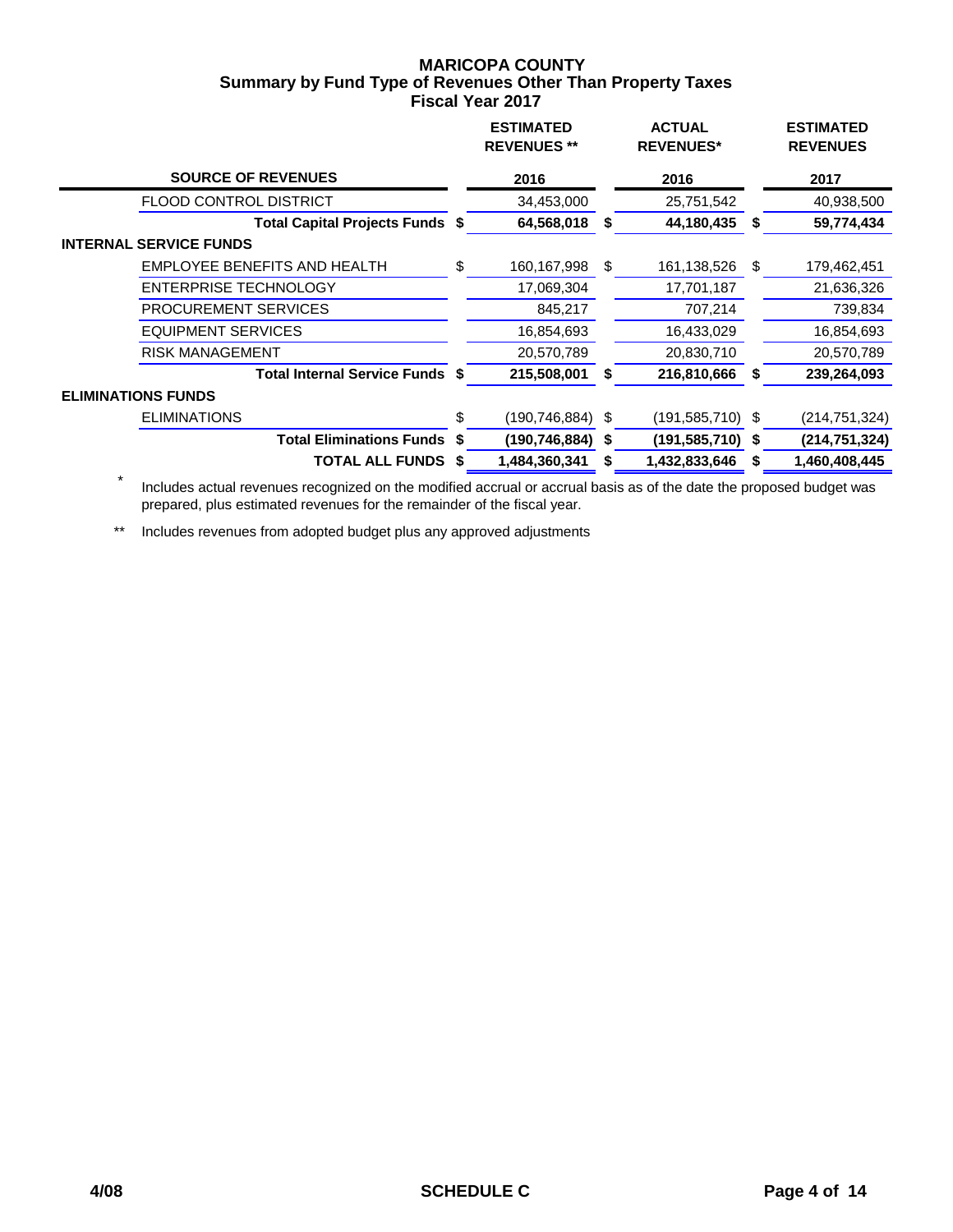# MARICOPA COUNTY
## Summary by Fund Type of Revenues Other Than Property Taxes
### Fiscal Year 2017

| SOURCE OF REVENUES | ESTIMATED REVENUES ** 2016 | ACTUAL REVENUES* 2016 | ESTIMATED REVENUES 2017 |
|---|---|---|---|
| FLOOD CONTROL DISTRICT | 34,453,000 | 25,751,542 | 40,938,500 |
| **Total Capital Projects Funds** | **$ 64,568,018** | **$ 44,180,435** | **$ 59,774,434** |
| **INTERNAL SERVICE FUNDS** | | | |
| EMPLOYEE BENEFITS AND HEALTH | $ 160,167,998 | $ 161,138,526 | $ 179,462,451 |
| ENTERPRISE TECHNOLOGY | 17,069,304 | 17,701,187 | 21,636,326 |
| PROCUREMENT SERVICES | 845,217 | 707,214 | 739,834 |
| EQUIPMENT SERVICES | 16,854,693 | 16,433,029 | 16,854,693 |
| RISK MANAGEMENT | 20,570,789 | 20,830,710 | 20,570,789 |
| **Total Internal Service Funds** | **$ 215,508,001** | **$ 216,810,666** | **$ 239,264,093** |
| **ELIMINATIONS FUNDS** | | | |
| ELIMINATIONS | $ (190,746,884) | $ (191,585,710) | $ (214,751,324) |
| **Total Eliminations Funds** | **$ (190,746,884)** | **$ (191,585,710)** | **$ (214,751,324)** |
| **TOTAL ALL FUNDS** | **$ 1,484,360,341** | **$ 1,432,833,646** | **$ 1,460,408,445** |

\* Includes actual revenues recognized on the modified accrual or accrual basis as of the date the proposed budget was prepared, plus estimated revenues for the remainder of the fiscal year.

** Includes revenues from adopted budget plus any approved adjustments

4/08 SCHEDULE C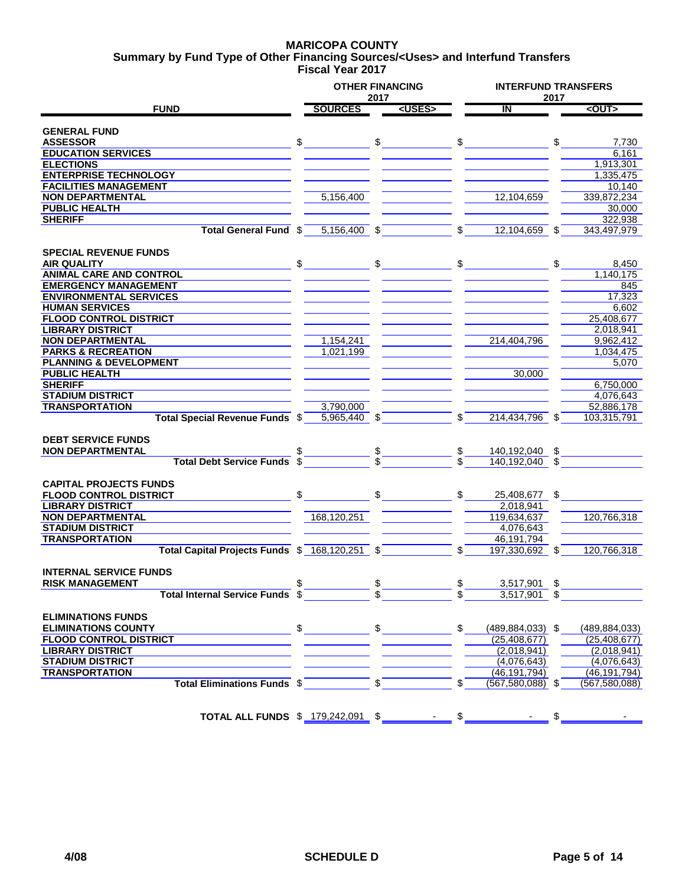# MARICOPA COUNTY
## Summary by Fund Type of Other Financing Sources/<Uses> and Interfund Transfers
### Fiscal Year 2017

| FUND | OTHER FINANCING 2017 SOURCES | OTHER FINANCING 2017 <USES> | INTERFUND TRANSFERS 2017 IN | INTERFUND TRANSFERS 2017 <OUT> |
|---|---|---|---|---|
| **GENERAL FUND** | | | | |
| **ASSESSOR** | $ | $ | $ | $ 7,730 |
| **EDUCATION SERVICES** | | | | 6,161 |
| **ELECTIONS** | | | | 1,913,301 |
| **ENTERPRISE TECHNOLOGY** | | | | 1,335,475 |
| **FACILITIES MANAGEMENT** | | | | 10,140 |
| **NON DEPARTMENTAL** | 5,156,400 | | 12,104,659 | 339,872,234 |
| **PUBLIC HEALTH** | | | | 30,000 |
| **SHERIFF** | | | | 322,938 |
| **Total General Fund** | $ 5,156,400 | $ | $ 12,104,659 | $ 343,497,979 |
| **SPECIAL REVENUE FUNDS** | | | | |
| **AIR QUALITY** | $ | $ | $ | $ 8,450 |
| **ANIMAL CARE AND CONTROL** | | | | 1,140,175 |
| **EMERGENCY MANAGEMENT** | | | | 845 |
| **ENVIRONMENTAL SERVICES** | | | | 17,323 |
| **HUMAN SERVICES** | | | | 6,602 |
| **FLOOD CONTROL DISTRICT** | | | | 25,408,677 |
| **LIBRARY DISTRICT** | | | | 2,018,941 |
| **NON DEPARTMENTAL** | 1,154,241 | | 214,404,796 | 9,962,412 |
| **PARKS & RECREATION** | 1,021,199 | | | 1,034,475 |
| **PLANNING & DEVELOPMENT** | | | | 5,070 |
| **PUBLIC HEALTH** | | | 30,000 | |
| **SHERIFF** | | | | 6,750,000 |
| **STADIUM DISTRICT** | | | | 4,076,643 |
| **TRANSPORTATION** | 3,790,000 | | | 52,886,178 |
| **Total Special Revenue Funds** | $ 5,965,440 | $ | $ 214,434,796 | $ 103,315,791 |
| **DEBT SERVICE FUNDS** | | | | |
| **NON DEPARTMENTAL** | $ | $ | $ 140,192,040 | $ |
| **Total Debt Service Funds** | $ | $ | $ 140,192,040 | $ |
| **CAPITAL PROJECTS FUNDS** | | | | |
| **FLOOD CONTROL DISTRICT** | $ | $ | $ 25,408,677 | $ |
| **LIBRARY DISTRICT** | | | 2,018,941 | |
| **NON DEPARTMENTAL** | 168,120,251 | | 119,634,637 | 120,766,318 |
| **STADIUM DISTRICT** | | | 4,076,643 | |
| **TRANSPORTATION** | | | 46,191,794 | |
| **Total Capital Projects Funds** | $ 168,120,251 | $ | $ 197,330,692 | $ 120,766,318 |
| **INTERNAL SERVICE FUNDS** | | | | |
| **RISK MANAGEMENT** | $ | $ | $ 3,517,901 | $ |
| **Total Internal Service Funds** | $ | $ | $ 3,517,901 | $ |
| **ELIMINATIONS FUNDS** | | | | |
| **ELIMINATIONS COUNTY** | $ | $ | $ (489,884,033) | $ (489,884,033) |
| **FLOOD CONTROL DISTRICT** | | | (25,408,677) | (25,408,677) |
| **LIBRARY DISTRICT** | | | (2,018,941) | (2,018,941) |
| **STADIUM DISTRICT** | | | (4,076,643) | (4,076,643) |
| **TRANSPORTATION** | | | (46,191,794) | (46,191,794) |
| **Total Eliminations Funds** | $ | $ | $ (567,580,088) | $ (567,580,088) |
| **TOTAL ALL FUNDS** | $ 179,242,091 | $ - | $ - | $ - |

4/08 SCHEDULE D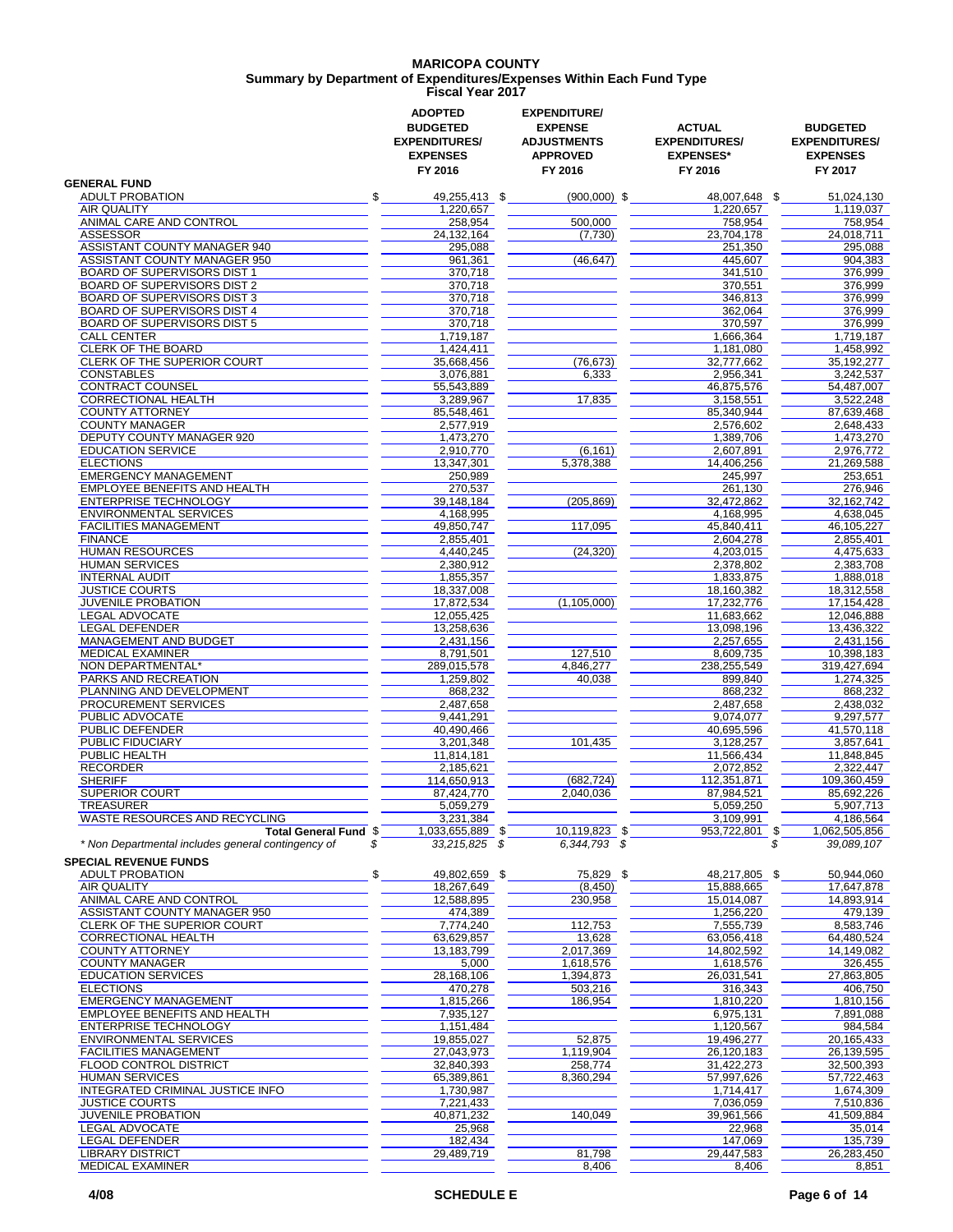# MARICOPA COUNTY
## Summary by Department of Expenditures/Expenses Within Each Fund Type
### Fiscal Year 2017

| | ADOPTED BUDGETED EXPENDITURES/ EXPENSES FY 2016 | EXPENDITURE/ EXPENSE ADJUSTMENTS APPROVED FY 2016 | ACTUAL EXPENDITURES/ EXPENSES* FY 2016 | BUDGETED EXPENDITURES/ EXPENSES FY 2017 |
|---|---|---|---|---|
| **GENERAL FUND** | | | | |
| ADULT PROBATION | $ 49,255,413 | $ (900,000) | $ 48,007,648 | $ 51,024,130 |
| AIR QUALITY | 1,220,657 | | 1,220,657 | 1,119,037 |
| ANIMAL CARE AND CONTROL | 258,954 | 500,000 | 758,954 | 758,954 |
| ASSESSOR | 24,132,164 | (7,730) | 23,704,178 | 24,018,711 |
| ASSISTANT COUNTY MANAGER 940 | 295,088 | | 251,350 | 295,088 |
| ASSISTANT COUNTY MANAGER 950 | 961,361 | (46,647) | 445,607 | 904,383 |
| BOARD OF SUPERVISORS DIST 1 | 370,718 | | 341,510 | 376,999 |
| BOARD OF SUPERVISORS DIST 2 | 370,718 | | 370,551 | 376,999 |
| BOARD OF SUPERVISORS DIST 3 | 370,718 | | 346,813 | 376,999 |
| BOARD OF SUPERVISORS DIST 4 | 370,718 | | 362,064 | 376,999 |
| BOARD OF SUPERVISORS DIST 5 | 370,718 | | 370,597 | 376,999 |
| CALL CENTER | 1,719,187 | | 1,666,364 | 1,719,187 |
| CLERK OF THE BOARD | 1,424,411 | | 1,181,080 | 1,458,992 |
| CLERK OF THE SUPERIOR COURT | 35,668,456 | (76,673) | 32,777,662 | 35,192,277 |
| CONSTABLES | 3,076,881 | 6,333 | 2,956,341 | 3,242,537 |
| CONTRACT COUNSEL | 55,543,889 | | 46,875,576 | 54,487,007 |
| CORRECTIONAL HEALTH | 3,289,967 | 17,835 | 3,158,551 | 3,522,248 |
| COUNTY ATTORNEY | 85,548,461 | | 85,340,944 | 87,639,468 |
| COUNTY MANAGER | 2,577,919 | | 2,576,602 | 2,648,433 |
| DEPUTY COUNTY MANAGER 920 | 1,473,270 | | 1,389,706 | 1,473,270 |
| EDUCATION SERVICE | 2,910,770 | (6,161) | 2,607,891 | 2,976,772 |
| ELECTIONS | 13,347,301 | 5,378,388 | 14,406,256 | 21,269,588 |
| EMERGENCY MANAGEMENT | 250,989 | | 245,997 | 253,651 |
| EMPLOYEE BENEFITS AND HEALTH | 270,537 | | 261,130 | 276,946 |
| ENTERPRISE TECHNOLOGY | 39,148,184 | (205,869) | 32,472,862 | 32,162,742 |
| ENVIRONMENTAL SERVICES | 4,168,995 | | 4,168,995 | 4,638,045 |
| FACILITIES MANAGEMENT | 49,850,747 | 117,095 | 45,840,411 | 46,105,227 |
| FINANCE | 2,855,401 | | 2,604,278 | 2,855,401 |
| HUMAN RESOURCES | 4,440,245 | (24,320) | 4,203,015 | 4,475,633 |
| HUMAN SERVICES | 2,380,912 | | 2,378,802 | 2,383,708 |
| INTERNAL AUDIT | 1,855,357 | | 1,833,875 | 1,888,018 |
| JUSTICE COURTS | 18,337,008 | | 18,160,382 | 18,312,558 |
| JUVENILE PROBATION | 17,872,534 | (1,105,000) | 17,232,776 | 17,154,428 |
| LEGAL ADVOCATE | 12,055,425 | | 11,683,662 | 12,046,888 |
| LEGAL DEFENDER | 13,258,636 | | 13,098,196 | 13,436,322 |
| MANAGEMENT AND BUDGET | 2,431,156 | | 2,257,655 | 2,431,156 |
| MEDICAL EXAMINER | 8,791,501 | 127,510 | 8,609,735 | 10,398,183 |
| NON DEPARTMENTAL* | 289,015,578 | 4,846,277 | 238,255,549 | 319,427,694 |
| PARKS AND RECREATION | 1,259,802 | 40,038 | 899,840 | 1,274,325 |
| PLANNING AND DEVELOPMENT | 868,232 | | 868,232 | 868,232 |
| PROCUREMENT SERVICES | 2,487,658 | | 2,487,658 | 2,438,032 |
| PUBLIC ADVOCATE | 9,441,291 | | 9,074,077 | 9,297,577 |
| PUBLIC DEFENDER | 40,490,466 | | 40,695,596 | 41,570,118 |
| PUBLIC FIDUCIARY | 3,201,348 | 101,435 | 3,128,257 | 3,857,641 |
| PUBLIC HEALTH | 11,814,181 | | 11,566,434 | 11,848,845 |
| RECORDER | 2,185,621 | | 2,072,852 | 2,322,447 |
| SHERIFF | 114,650,913 | (682,724) | 112,351,871 | 109,360,459 |
| SUPERIOR COURT | 87,424,770 | 2,040,036 | 87,984,521 | 85,692,226 |
| TREASURER | 5,059,279 | | 5,059,250 | 5,907,713 |
| WASTE RESOURCES AND RECYCLING | 3,231,384 | | 3,109,991 | 4,186,564 |
| **Total General Fund** | $ 1,033,655,889 | $ 10,119,823 | $ 953,722,801 | $ 1,062,505,856 |
| *\* Non Departmental includes general contingency of* | *$ 33,215,825* | *$ 6,344,793* | *$* | *$ 39,089,107* |
| **SPECIAL REVENUE FUNDS** | | | | |
| ADULT PROBATION | $ 49,802,659 | $ 75,829 | $ 48,217,805 | $ 50,944,060 |
| AIR QUALITY | 18,267,649 | (8,450) | 15,888,665 | 17,647,878 |
| ANIMAL CARE AND CONTROL | 12,588,895 | 230,958 | 15,014,087 | 14,893,914 |
| ASSISTANT COUNTY MANAGER 950 | 474,389 | | 1,256,220 | 479,139 |
| CLERK OF THE SUPERIOR COURT | 7,774,240 | 112,753 | 7,555,739 | 8,583,746 |
| CORRECTIONAL HEALTH | 63,629,857 | 13,628 | 63,056,418 | 64,480,524 |
| COUNTY ATTORNEY | 13,183,799 | 2,017,369 | 14,802,592 | 14,149,082 |
| COUNTY MANAGER | 5,000 | 1,618,576 | 1,618,576 | 326,455 |
| EDUCATION SERVICES | 28,168,106 | 1,394,873 | 26,031,541 | 27,863,805 |
| ELECTIONS | 470,278 | 503,216 | 316,343 | 406,750 |
| EMERGENCY MANAGEMENT | 1,815,266 | 186,954 | 1,810,220 | 1,810,156 |
| EMPLOYEE BENEFITS AND HEALTH | 7,935,127 | | 6,975,131 | 7,891,088 |
| ENTERPRISE TECHNOLOGY | 1,151,484 | | 1,120,567 | 984,584 |
| ENVIRONMENTAL SERVICES | 19,855,027 | 52,875 | 19,496,277 | 20,165,433 |
| FACILITIES MANAGEMENT | 27,043,973 | 1,119,904 | 26,120,183 | 26,139,595 |
| FLOOD CONTROL DISTRICT | 32,840,393 | 258,774 | 31,422,273 | 32,500,393 |
| HUMAN SERVICES | 65,389,861 | 8,360,294 | 57,997,626 | 57,722,463 |
| INTEGRATED CRIMINAL JUSTICE INFO | 1,730,987 | | 1,714,417 | 1,674,309 |
| JUSTICE COURTS | 7,221,433 | | 7,036,059 | 7,510,836 |
| JUVENILE PROBATION | 40,871,232 | 140,049 | 39,961,566 | 41,509,884 |
| LEGAL ADVOCATE | 25,968 | | 22,968 | 35,014 |
| LEGAL DEFENDER | 182,434 | | 147,069 | 135,739 |
| LIBRARY DISTRICT | 29,489,719 | 81,798 | 29,447,583 | 26,283,450 |
| MEDICAL EXAMINER | | 8,406 | 8,406 | 8,851 |

4/08 SCHEDULE E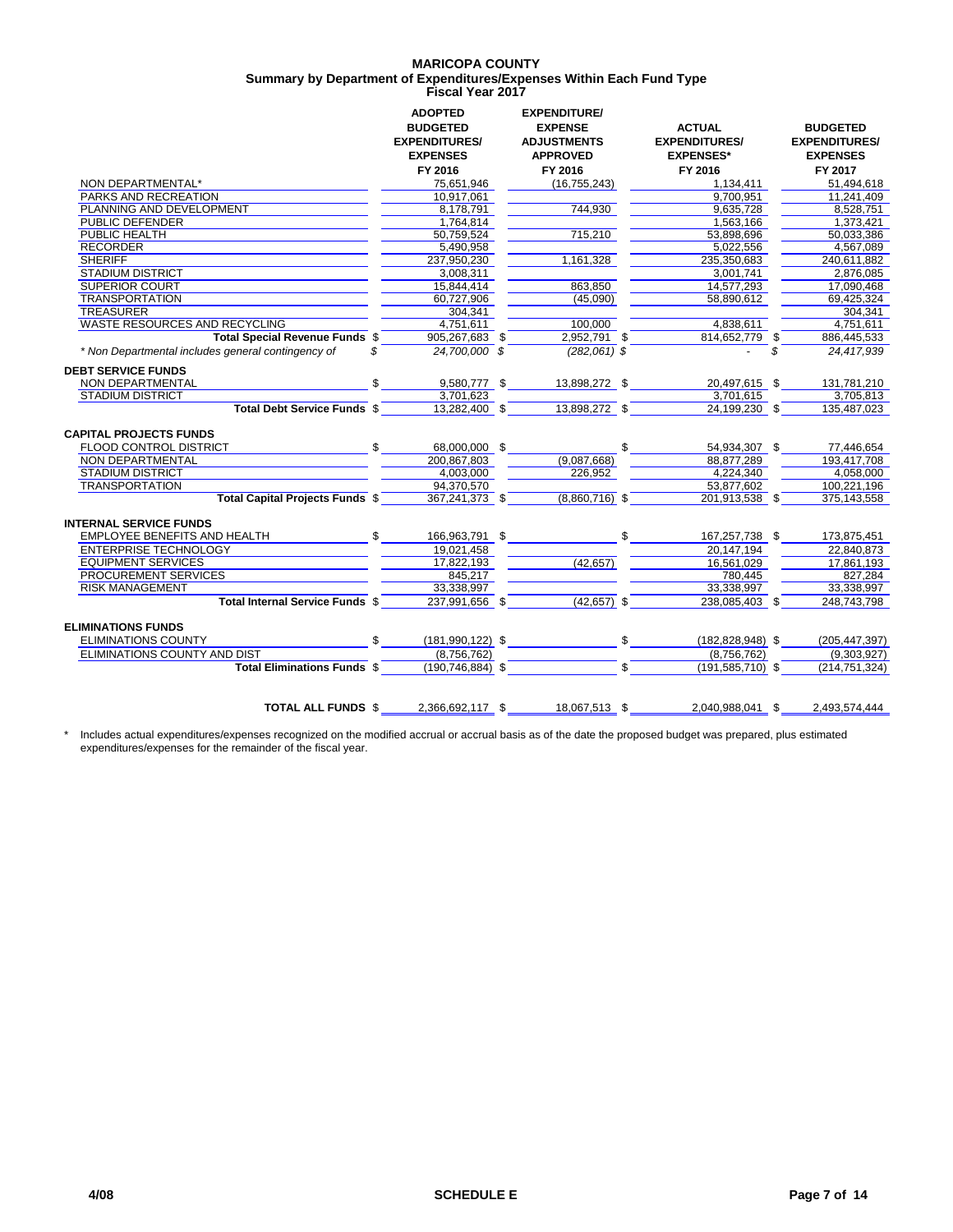# MARICOPA COUNTY
## Summary by Department of Expenditures/Expenses Within Each Fund Type
### Fiscal Year 2017

| | ADOPTED BUDGETED EXPENDITURES/ EXPENSES FY 2016 | EXPENDITURE/ EXPENSE ADJUSTMENTS APPROVED FY 2016 | ACTUAL EXPENDITURES/ EXPENSES* FY 2016 | BUDGETED EXPENDITURES/ EXPENSES FY 2017 |
|---|---|---|---|---|
| NON DEPARTMENTAL* | 75,651,946 | (16,755,243) | 1,134,411 | 51,494,618 |
| PARKS AND RECREATION | 10,917,061 | | 9,700,951 | 11,241,409 |
| PLANNING AND DEVELOPMENT | 8,178,791 | 744,930 | 9,635,728 | 8,528,751 |
| PUBLIC DEFENDER | 1,764,814 | | 1,563,166 | 1,373,421 |
| PUBLIC HEALTH | 50,759,524 | 715,210 | 53,898,696 | 50,033,386 |
| RECORDER | 5,490,958 | | 5,022,556 | 4,567,089 |
| SHERIFF | 237,950,230 | 1,161,328 | 235,350,683 | 240,611,882 |
| STADIUM DISTRICT | 3,008,311 | | 3,001,741 | 2,876,085 |
| SUPERIOR COURT | 15,844,414 | 863,850 | 14,577,293 | 17,090,468 |
| TRANSPORTATION | 60,727,906 | (45,090) | 58,890,612 | 69,425,324 |
| TREASURER | 304,341 | | | 304,341 |
| WASTE RESOURCES AND RECYCLING | 4,751,611 | 100,000 | 4,838,611 | 4,751,611 |
| **Total Special Revenue Funds** | $ 905,267,683 | $ 2,952,791 | $ 814,652,779 | $ 886,445,533 |
| *\* Non Departmental includes general contingency of* | *$ 24,700,000* | *$ (282,061)* | *$ -* | *$ 24,417,939* |
| **DEBT SERVICE FUNDS** | | | | |
| NON DEPARTMENTAL | $ 9,580,777 | $ 13,898,272 | $ 20,497,615 | $ 131,781,210 |
| STADIUM DISTRICT | 3,701,623 | | 3,701,615 | 3,705,813 |
| **Total Debt Service Funds** | $ 13,282,400 | $ 13,898,272 | $ 24,199,230 | $ 135,487,023 |
| **CAPITAL PROJECTS FUNDS** | | | | |
| FLOOD CONTROL DISTRICT | $ 68,000,000 | $ | $ 54,934,307 | $ 77,446,654 |
| NON DEPARTMENTAL | 200,867,803 | (9,087,668) | 88,877,289 | 193,417,708 |
| STADIUM DISTRICT | 4,003,000 | 226,952 | 4,224,340 | 4,058,000 |
| TRANSPORTATION | 94,370,570 | | 53,877,602 | 100,221,196 |
| **Total Capital Projects Funds** | $ 367,241,373 | $ (8,860,716) | $ 201,913,538 | $ 375,143,558 |
| **INTERNAL SERVICE FUNDS** | | | | |
| EMPLOYEE BENEFITS AND HEALTH | $ 166,963,791 | $ | $ 167,257,738 | $ 173,875,451 |
| ENTERPRISE TECHNOLOGY | 19,021,458 | | 20,147,194 | 22,840,873 |
| EQUIPMENT SERVICES | 17,822,193 | (42,657) | 16,561,029 | 17,861,193 |
| PROCUREMENT SERVICES | 845,217 | | 780,445 | 827,284 |
| RISK MANAGEMENT | 33,338,997 | | 33,338,997 | 33,338,997 |
| **Total Internal Service Funds** | $ 237,991,656 | $ (42,657) | $ 238,085,403 | $ 248,743,798 |
| **ELIMINATIONS FUNDS** | | | | |
| ELIMINATIONS COUNTY | $ (181,990,122) | $ | $ (182,828,948) | $ (205,447,397) |
| ELIMINATIONS COUNTY AND DIST | (8,756,762) | | (8,756,762) | (9,303,927) |
| **Total Eliminations Funds** | $ (190,746,884) | $ | $ (191,585,710) | $ (214,751,324) |
| **TOTAL ALL FUNDS** | $ 2,366,692,117 | $ 18,067,513 | $ 2,040,988,041 | $ 2,493,574,444 |

\* Includes actual expenditures/expenses recognized on the modified accrual or accrual basis as of the date the proposed budget was prepared, plus estimated expenditures/expenses for the remainder of the fiscal year.

4/08 SCHEDULE E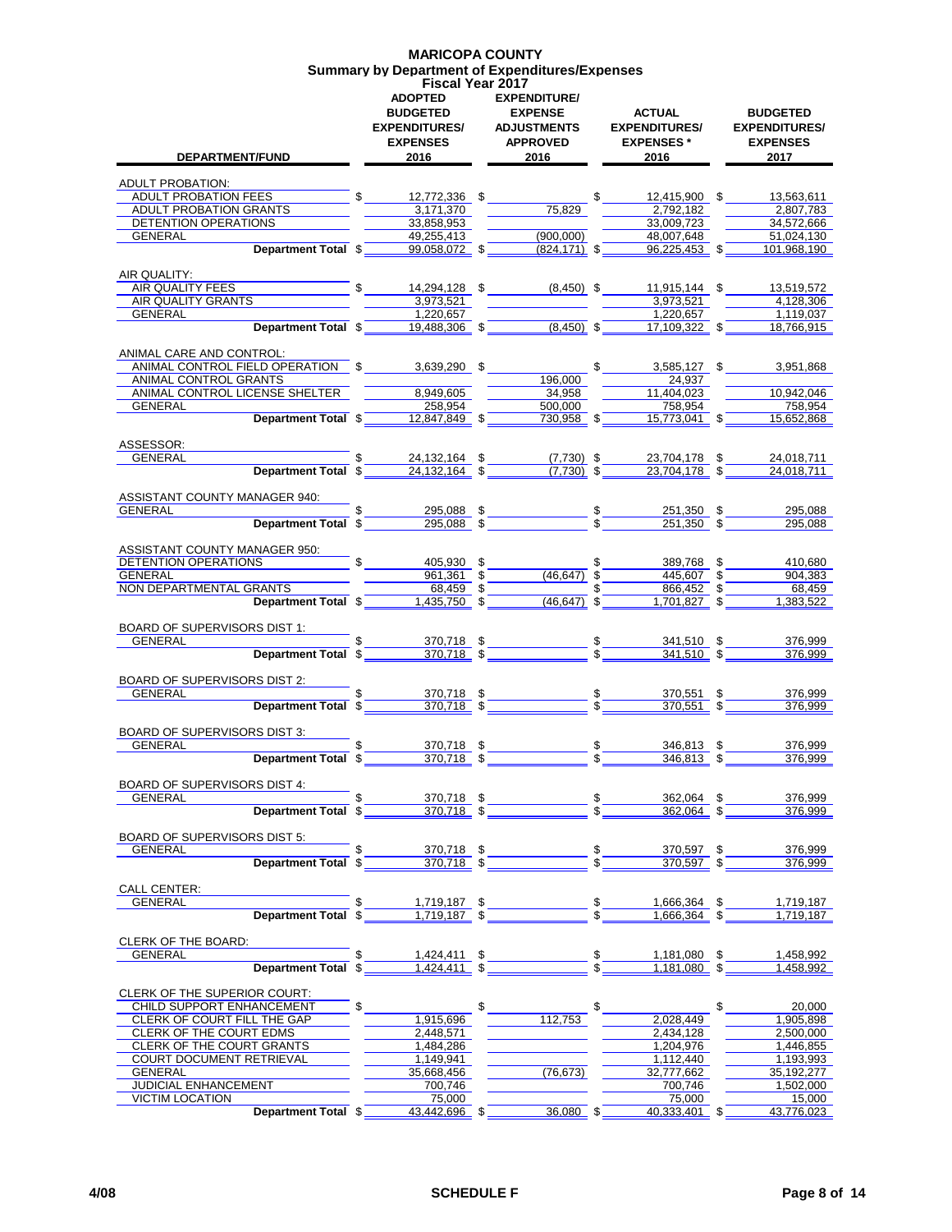# MARICOPA COUNTY
## Summary by Department of Expenditures/Expenses
### Fiscal Year 2017

| DEPARTMENT/FUND | ADOPTED BUDGETED EXPENDITURES/ EXPENSES 2016 | EXPENDITURE/ EXPENSE ADJUSTMENTS APPROVED 2016 | ACTUAL EXPENDITURES/ EXPENSES * 2016 | BUDGETED EXPENDITURES/ EXPENSES 2017 |
|---|---|---|---|---|
| **ADULT PROBATION:** | | | | |
| ADULT PROBATION FEES | $ 12,772,336 | $ | $ 12,415,900 | $ 13,563,611 |
| ADULT PROBATION GRANTS | 3,171,370 | 75,829 | 2,792,182 | 2,807,783 |
| DETENTION OPERATIONS | 33,858,953 | | 33,009,723 | 34,572,666 |
| GENERAL | 49,255,413 | (900,000) | 48,007,648 | 51,024,130 |
| **Department Total** | $ 99,058,072 | $ (824,171) | $ 96,225,453 | $ 101,968,190 |
| **AIR QUALITY:** | | | | |
| AIR QUALITY FEES | $ 14,294,128 | $ (8,450) | $ 11,915,144 | $ 13,519,572 |
| AIR QUALITY GRANTS | 3,973,521 | | 3,973,521 | 4,128,306 |
| GENERAL | 1,220,657 | | 1,220,657 | 1,119,037 |
| **Department Total** | $ 19,488,306 | $ (8,450) | $ 17,109,322 | $ 18,766,915 |
| **ANIMAL CARE AND CONTROL:** | | | | |
| ANIMAL CONTROL FIELD OPERATION | $ 3,639,290 | $ | $ 3,585,127 | $ 3,951,868 |
| ANIMAL CONTROL GRANTS | | 196,000 | 24,937 | |
| ANIMAL CONTROL LICENSE SHELTER | 8,949,605 | 34,958 | 11,404,023 | 10,942,046 |
| GENERAL | 258,954 | 500,000 | 758,954 | 758,954 |
| **Department Total** | $ 12,847,849 | $ 730,958 | $ 15,773,041 | $ 15,652,868 |
| **ASSESSOR:** | | | | |
| GENERAL | $ 24,132,164 | $ (7,730) | $ 23,704,178 | $ 24,018,711 |
| **Department Total** | $ 24,132,164 | $ (7,730) | $ 23,704,178 | $ 24,018,711 |
| **ASSISTANT COUNTY MANAGER 940:** | | | | |
| GENERAL | $ 295,088 | $ | $ 251,350 | $ 295,088 |
| **Department Total** | $ 295,088 | $ | $ 251,350 | $ 295,088 |
| **ASSISTANT COUNTY MANAGER 950:** | | | | |
| DETENTION OPERATIONS | $ 405,930 | $ | $ 389,768 | $ 410,680 |
| GENERAL | 961,361 | $ (46,647) | $ 445,607 | $ 904,383 |
| NON DEPARTMENTAL GRANTS | 68,459 | $ | $ 866,452 | $ 68,459 |
| **Department Total** | $ 1,435,750 | $ (46,647) | $ 1,701,827 | $ 1,383,522 |
| **BOARD OF SUPERVISORS DIST 1:** | | | | |
| GENERAL | $ 370,718 | $ | $ 341,510 | $ 376,999 |
| **Department Total** | $ 370,718 | $ | $ 341,510 | $ 376,999 |
| **BOARD OF SUPERVISORS DIST 2:** | | | | |
| GENERAL | $ 370,718 | $ | $ 370,551 | $ 376,999 |
| **Department Total** | $ 370,718 | $ | $ 370,551 | $ 376,999 |
| **BOARD OF SUPERVISORS DIST 3:** | | | | |
| GENERAL | $ 370,718 | $ | $ 346,813 | $ 376,999 |
| **Department Total** | $ 370,718 | $ | $ 346,813 | $ 376,999 |
| **BOARD OF SUPERVISORS DIST 4:** | | | | |
| GENERAL | $ 370,718 | $ | $ 362,064 | $ 376,999 |
| **Department Total** | $ 370,718 | $ | $ 362,064 | $ 376,999 |
| **BOARD OF SUPERVISORS DIST 5:** | | | | |
| GENERAL | $ 370,718 | $ | $ 370,597 | $ 376,999 |
| **Department Total** | $ 370,718 | $ | $ 370,597 | $ 376,999 |
| **CALL CENTER:** | | | | |
| GENERAL | $ 1,719,187 | $ | $ 1,666,364 | $ 1,719,187 |
| **Department Total** | $ 1,719,187 | $ | $ 1,666,364 | $ 1,719,187 |
| **CLERK OF THE BOARD:** | | | | |
| GENERAL | $ 1,424,411 | $ | $ 1,181,080 | $ 1,458,992 |
| **Department Total** | $ 1,424,411 | $ | $ 1,181,080 | $ 1,458,992 |
| **CLERK OF THE SUPERIOR COURT:** | | | | |
| CHILD SUPPORT ENHANCEMENT | $ | $ | $ | $ 20,000 |
| CLERK OF COURT FILL THE GAP | 1,915,696 | 112,753 | 2,028,449 | 1,905,898 |
| CLERK OF THE COURT EDMS | 2,448,571 | | 2,434,128 | 2,500,000 |
| CLERK OF THE COURT GRANTS | 1,484,286 | | 1,204,976 | 1,446,855 |
| COURT DOCUMENT RETRIEVAL | 1,149,941 | | 1,112,440 | 1,193,993 |
| GENERAL | 35,668,456 | (76,673) | 32,777,662 | 35,192,277 |
| JUDICIAL ENHANCEMENT | 700,746 | | 700,746 | 1,502,000 |
| VICTIM LOCATION | 75,000 | | 75,000 | 15,000 |
| **Department Total** | $ 43,442,696 | $ 36,080 | $ 40,333,401 | $ 43,776,023 |

4/08 SCHEDULE F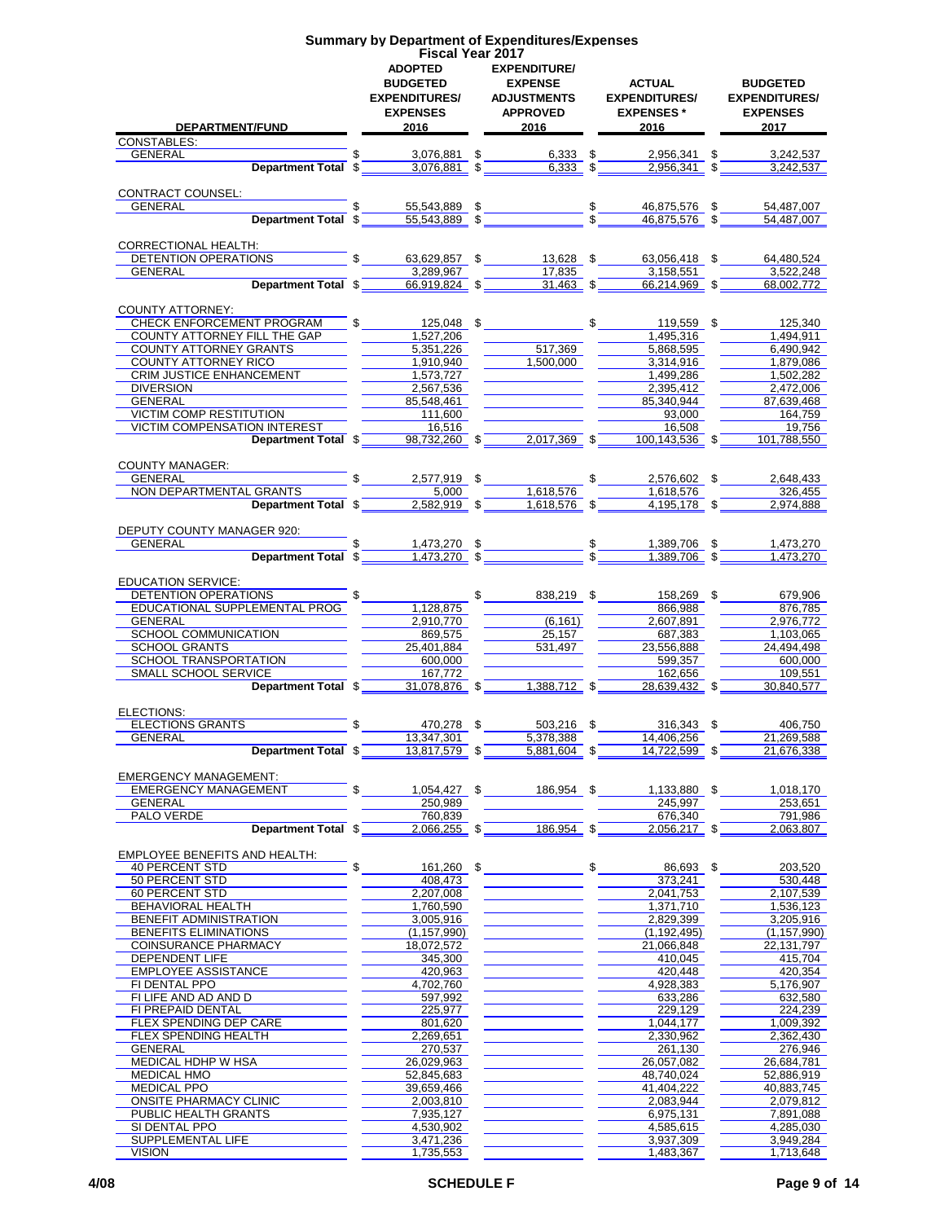# Summary by Department of Expenditures/Expenses

## Fiscal Year 2017

| DEPARTMENT/FUND | ADOPTED BUDGETED EXPENDITURES/ EXPENSES 2016 | EXPENDITURE/ EXPENSE ADJUSTMENTS APPROVED 2016 | ACTUAL EXPENDITURES/ EXPENSES * 2016 | BUDGETED EXPENDITURES/ EXPENSES 2017 |
|---|---|---|---|---|
| **CONSTABLES:** | | | | |
| GENERAL | $ 3,076,881 | $ 6,333 | $ 2,956,341 | $ 3,242,537 |
| **Department Total** | $ 3,076,881 | $ 6,333 | $ 2,956,341 | $ 3,242,537 |
| **CONTRACT COUNSEL:** | | | | |
| GENERAL | $ 55,543,889 | $ | $ 46,875,576 | $ 54,487,007 |
| **Department Total** | $ 55,543,889 | $ | $ 46,875,576 | $ 54,487,007 |
| **CORRECTIONAL HEALTH:** | | | | |
| DETENTION OPERATIONS | $ 63,629,857 | $ 13,628 | $ 63,056,418 | $ 64,480,524 |
| GENERAL | 3,289,967 | 17,835 | 3,158,551 | 3,522,248 |
| **Department Total** | $ 66,919,824 | $ 31,463 | $ 66,214,969 | $ 68,002,772 |
| **COUNTY ATTORNEY:** | | | | |
| CHECK ENFORCEMENT PROGRAM | $ 125,048 | $ | $ 119,559 | $ 125,340 |
| COUNTY ATTORNEY FILL THE GAP | 1,527,206 | | 1,495,316 | 1,494,911 |
| COUNTY ATTORNEY GRANTS | 5,351,226 | 517,369 | 5,868,595 | 6,490,942 |
| COUNTY ATTORNEY RICO | 1,910,940 | 1,500,000 | 3,314,916 | 1,879,086 |
| CRIM JUSTICE ENHANCEMENT | 1,573,727 | | 1,499,286 | 1,502,282 |
| DIVERSION | 2,567,536 | | 2,395,412 | 2,472,006 |
| GENERAL | 85,548,461 | | 85,340,944 | 87,639,468 |
| VICTIM COMP RESTITUTION | 111,600 | | 93,000 | 164,759 |
| VICTIM COMPENSATION INTEREST | 16,516 | | 16,508 | 19,756 |
| **Department Total** | $ 98,732,260 | $ 2,017,369 | $ 100,143,536 | $ 101,788,550 |
| **COUNTY MANAGER:** | | | | |
| GENERAL | $ 2,577,919 | $ | $ 2,576,602 | $ 2,648,433 |
| NON DEPARTMENTAL GRANTS | 5,000 | 1,618,576 | 1,618,576 | 326,455 |
| **Department Total** | $ 2,582,919 | $ 1,618,576 | $ 4,195,178 | $ 2,974,888 |
| **DEPUTY COUNTY MANAGER 920:** | | | | |
| GENERAL | $ 1,473,270 | $ | $ 1,389,706 | $ 1,473,270 |
| **Department Total** | $ 1,473,270 | $ | $ 1,389,706 | $ 1,473,270 |
| **EDUCATION SERVICE:** | | | | |
| DETENTION OPERATIONS | $ | $ 838,219 | $ 158,269 | $ 679,906 |
| EDUCATIONAL SUPPLEMENTAL PROG | 1,128,875 | | 866,988 | 876,785 |
| GENERAL | 2,910,770 | (6,161) | 2,607,891 | 2,976,772 |
| SCHOOL COMMUNICATION | 869,575 | 25,157 | 687,383 | 1,103,065 |
| SCHOOL GRANTS | 25,401,884 | 531,497 | 23,556,888 | 24,494,498 |
| SCHOOL TRANSPORTATION | 600,000 | | 599,357 | 600,000 |
| SMALL SCHOOL SERVICE | 167,772 | | 162,656 | 109,551 |
| **Department Total** | $ 31,078,876 | $ 1,388,712 | $ 28,639,432 | $ 30,840,577 |
| **ELECTIONS:** | | | | |
| ELECTIONS GRANTS | $ 470,278 | $ 503,216 | $ 316,343 | $ 406,750 |
| GENERAL | 13,347,301 | 5,378,388 | 14,406,256 | 21,269,588 |
| **Department Total** | $ 13,817,579 | $ 5,881,604 | $ 14,722,599 | $ 21,676,338 |
| **EMERGENCY MANAGEMENT:** | | | | |
| EMERGENCY MANAGEMENT | $ 1,054,427 | $ 186,954 | $ 1,133,880 | $ 1,018,170 |
| GENERAL | 250,989 | | 245,997 | 253,651 |
| PALO VERDE | 760,839 | | 676,340 | 791,986 |
| **Department Total** | $ 2,066,255 | $ 186,954 | $ 2,056,217 | $ 2,063,807 |
| **EMPLOYEE BENEFITS AND HEALTH:** | | | | |
| 40 PERCENT STD | $ 161,260 | $ | $ 86,693 | $ 203,520 |
| 50 PERCENT STD | 408,473 | | 373,241 | 530,448 |
| 60 PERCENT STD | 2,207,008 | | 2,041,753 | 2,107,539 |
| BEHAVIORAL HEALTH | 1,760,590 | | 1,371,710 | 1,536,123 |
| BENEFIT ADMINISTRATION | 3,005,916 | | 2,829,399 | 3,205,916 |
| BENEFITS ELIMINATIONS | (1,157,990) | | (1,192,495) | (1,157,990) |
| COINSURANCE PHARMACY | 18,072,572 | | 21,066,848 | 22,131,797 |
| DEPENDENT LIFE | 345,300 | | 410,045 | 415,704 |
| EMPLOYEE ASSISTANCE | 420,963 | | 420,448 | 420,354 |
| FI DENTAL PPO | 4,702,760 | | 4,928,383 | 5,176,907 |
| FI LIFE AND AD AND D | 597,992 | | 633,286 | 632,580 |
| FI PREPAID DENTAL | 225,977 | | 229,129 | 224,239 |
| FLEX SPENDING DEP CARE | 801,620 | | 1,044,177 | 1,009,392 |
| FLEX SPENDING HEALTH | 2,269,651 | | 2,330,962 | 2,362,430 |
| GENERAL | 270,537 | | 261,130 | 276,946 |
| MEDICAL HDHP W HSA | 26,029,963 | | 26,057,082 | 26,684,781 |
| MEDICAL HMO | 52,845,683 | | 48,740,024 | 52,886,919 |
| MEDICAL PPO | 39,659,466 | | 41,404,222 | 40,883,745 |
| ONSITE PHARMACY CLINIC | 2,003,810 | | 2,083,944 | 2,079,812 |
| PUBLIC HEALTH GRANTS | 7,935,127 | | 6,975,131 | 7,891,088 |
| SI DENTAL PPO | 4,530,902 | | 4,585,615 | 4,285,030 |
| SUPPLEMENTAL LIFE | 3,471,236 | | 3,937,309 | 3,949,284 |
| VISION | 1,735,553 | | 1,483,367 | 1,713,648 |

4/08 SCHEDULE F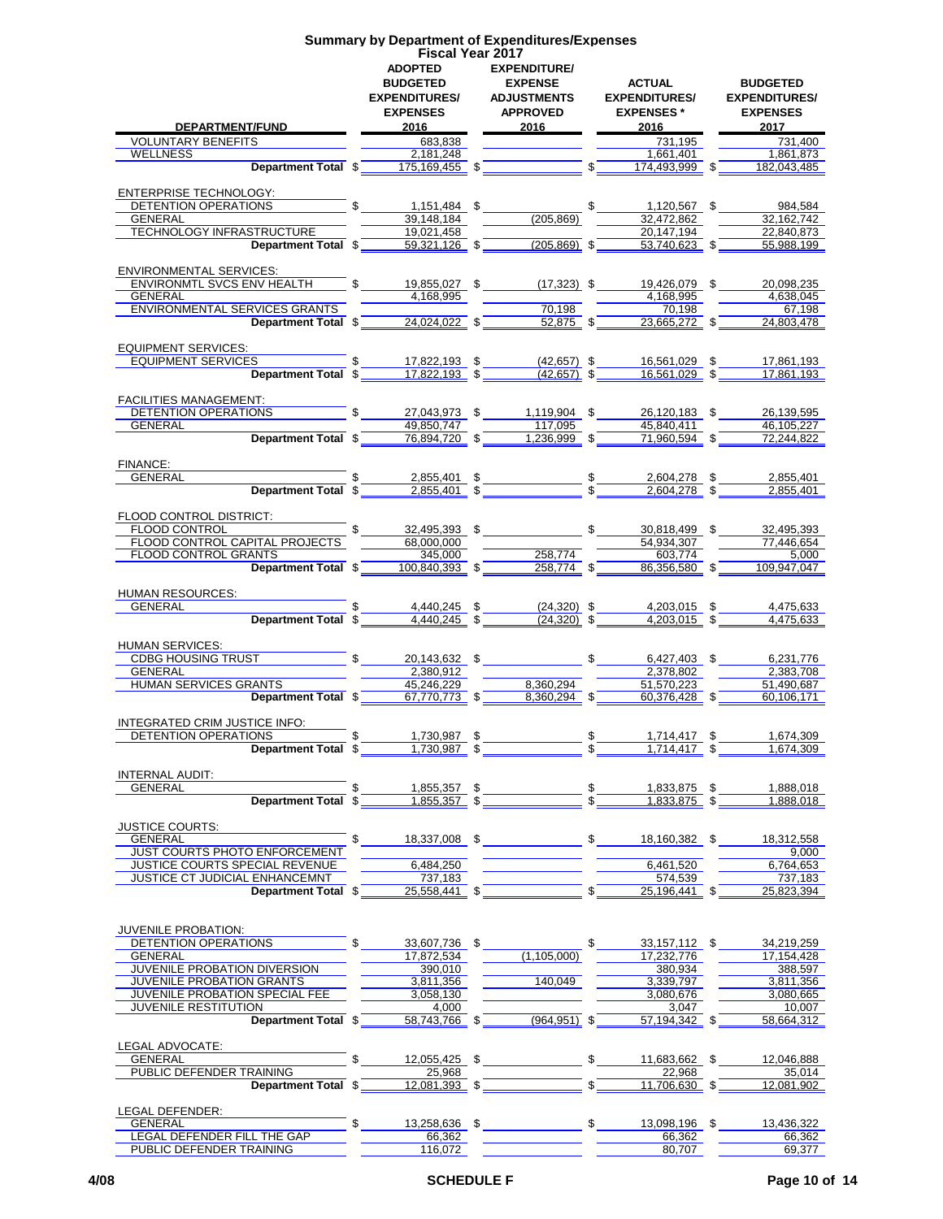# Summary by Department of Expenditures/Expenses
## Fiscal Year 2017

| DEPARTMENT/FUND | ADOPTED BUDGETED EXPENDITURES/ EXPENSES 2016 | EXPENDITURE/ EXPENSE ADJUSTMENTS APPROVED 2016 | ACTUAL EXPENDITURES/ EXPENSES * 2016 | BUDGETED EXPENDITURES/ EXPENSES 2017 |
|---|---|---|---|---|
| VOLUNTARY BENEFITS | 683,838 | | 731,195 | 731,400 |
| WELLNESS | 2,181,248 | | 1,661,401 | 1,861,873 |
| **Department Total** | $ 175,169,455 | $ | $ 174,493,999 | $ 182,043,485 |
| ENTERPRISE TECHNOLOGY: | | | | |
| DETENTION OPERATIONS | $ 1,151,484 | $ | $ 1,120,567 | $ 984,584 |
| GENERAL | 39,148,184 | (205,869) | 32,472,862 | 32,162,742 |
| TECHNOLOGY INFRASTRUCTURE | 19,021,458 | | 20,147,194 | 22,840,873 |
| **Department Total** | $ 59,321,126 | $ (205,869) | $ 53,740,623 | $ 55,988,199 |
| ENVIRONMENTAL SERVICES: | | | | |
| ENVIRONMTL SVCS ENV HEALTH | $ 19,855,027 | $ (17,323) | $ 19,426,079 | $ 20,098,235 |
| GENERAL | 4,168,995 | | 4,168,995 | 4,638,045 |
| ENVIRONMENTAL SERVICES GRANTS | | 70,198 | 70,198 | 67,198 |
| **Department Total** | $ 24,024,022 | $ 52,875 | $ 23,665,272 | $ 24,803,478 |
| EQUIPMENT SERVICES: | | | | |
| EQUIPMENT SERVICES | $ 17,822,193 | $ (42,657) | $ 16,561,029 | $ 17,861,193 |
| **Department Total** | $ 17,822,193 | $ (42,657) | $ 16,561,029 | $ 17,861,193 |
| FACILITIES MANAGEMENT: | | | | |
| DETENTION OPERATIONS | $ 27,043,973 | $ 1,119,904 | $ 26,120,183 | $ 26,139,595 |
| GENERAL | 49,850,747 | 117,095 | 45,840,411 | 46,105,227 |
| **Department Total** | $ 76,894,720 | $ 1,236,999 | $ 71,960,594 | $ 72,244,822 |
| FINANCE: | | | | |
| GENERAL | $ 2,855,401 | $ | $ 2,604,278 | $ 2,855,401 |
| **Department Total** | $ 2,855,401 | $ | $ 2,604,278 | $ 2,855,401 |
| FLOOD CONTROL DISTRICT: | | | | |
| FLOOD CONTROL | $ 32,495,393 | $ | $ 30,818,499 | $ 32,495,393 |
| FLOOD CONTROL CAPITAL PROJECTS | 68,000,000 | | 54,934,307 | 77,446,654 |
| FLOOD CONTROL GRANTS | 345,000 | 258,774 | 603,774 | 5,000 |
| **Department Total** | $ 100,840,393 | $ 258,774 | $ 86,356,580 | $ 109,947,047 |
| HUMAN RESOURCES: | | | | |
| GENERAL | $ 4,440,245 | $ (24,320) | $ 4,203,015 | $ 4,475,633 |
| **Department Total** | $ 4,440,245 | $ (24,320) | $ 4,203,015 | $ 4,475,633 |
| HUMAN SERVICES: | | | | |
| CDBG HOUSING TRUST | $ 20,143,632 | $ | $ 6,427,403 | $ 6,231,776 |
| GENERAL | 2,380,912 | | 2,378,802 | 2,383,708 |
| HUMAN SERVICES GRANTS | 45,246,229 | 8,360,294 | 51,570,223 | 51,490,687 |
| **Department Total** | $ 67,770,773 | $ 8,360,294 | $ 60,376,428 | $ 60,106,171 |
| INTEGRATED CRIM JUSTICE INFO: | | | | |
| DETENTION OPERATIONS | $ 1,730,987 | $ | $ 1,714,417 | $ 1,674,309 |
| **Department Total** | $ 1,730,987 | $ | $ 1,714,417 | $ 1,674,309 |
| INTERNAL AUDIT: | | | | |
| GENERAL | $ 1,855,357 | $ | $ 1,833,875 | $ 1,888,018 |
| **Department Total** | $ 1,855,357 | $ | $ 1,833,875 | $ 1,888,018 |
| JUSTICE COURTS: | | | | |
| GENERAL | $ 18,337,008 | $ | $ 18,160,382 | $ 18,312,558 |
| JUST COURTS PHOTO ENFORCEMENT | | | | 9,000 |
| JUSTICE COURTS SPECIAL REVENUE | 6,484,250 | | 6,461,520 | 6,764,653 |
| JUSTICE CT JUDICIAL ENHANCEMNT | 737,183 | | 574,539 | 737,183 |
| **Department Total** | $ 25,558,441 | $ | $ 25,196,441 | $ 25,823,394 |
| JUVENILE PROBATION: | | | | |
| DETENTION OPERATIONS | $ 33,607,736 | $ | $ 33,157,112 | $ 34,219,259 |
| GENERAL | 17,872,534 | (1,105,000) | 17,232,776 | 17,154,428 |
| JUVENILE PROBATION DIVERSION | 390,010 | | 380,934 | 388,597 |
| JUVENILE PROBATION GRANTS | 3,811,356 | 140,049 | 3,339,797 | 3,811,356 |
| JUVENILE PROBATION SPECIAL FEE | 3,058,130 | | 3,080,676 | 3,080,665 |
| JUVENILE RESTITUTION | 4,000 | | 3,047 | 10,007 |
| **Department Total** | $ 58,743,766 | $ (964,951) | $ 57,194,342 | $ 58,664,312 |
| LEGAL ADVOCATE: | | | | |
| GENERAL | $ 12,055,425 | $ | $ 11,683,662 | $ 12,046,888 |
| PUBLIC DEFENDER TRAINING | 25,968 | | 22,968 | 35,014 |
| **Department Total** | $ 12,081,393 | $ | $ 11,706,630 | $ 12,081,902 |
| LEGAL DEFENDER: | | | | |
| GENERAL | $ 13,258,636 | $ | $ 13,098,196 | $ 13,436,322 |
| LEGAL DEFENDER FILL THE GAP | 66,362 | | 66,362 | 66,362 |
| PUBLIC DEFENDER TRAINING | 116,072 | | 80,707 | 69,377 |

4/08 SCHEDULE F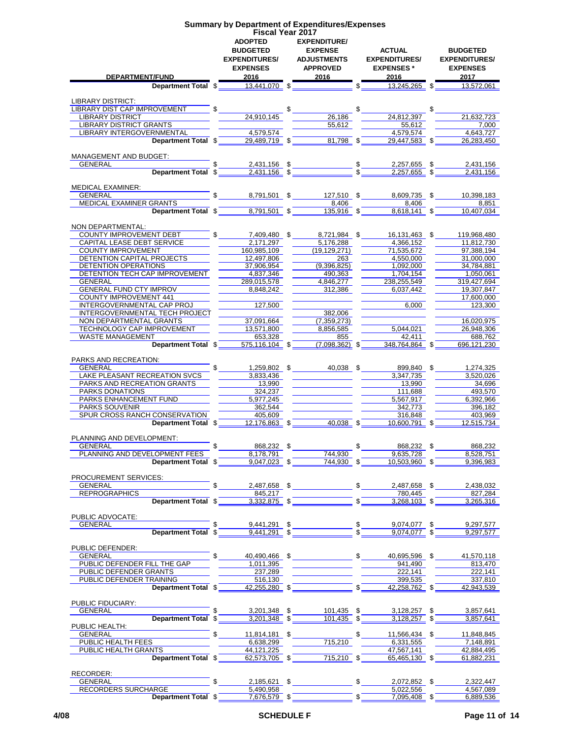# Summary by Department of Expenditures/Expenses
## Fiscal Year 2017

| DEPARTMENT/FUND | ADOPTED BUDGETED EXPENDITURES/ EXPENSES 2016 | EXPENDITURE/ EXPENSE ADJUSTMENTS APPROVED 2016 | ACTUAL EXPENDITURES/ EXPENSES * 2016 | BUDGETED EXPENDITURES/ EXPENSES 2017 |
|---|---|---|---|---|
| **Department Total** | $ 13,441,070 | $ | $ 13,245,265 | $ 13,572,061 |
| LIBRARY DISTRICT: | | | | |
| LIBRARY DIST CAP IMPROVEMENT | $ | $ | $ | $ |
| LIBRARY DISTRICT | 24,910,145 | 26,186 | 24,812,397 | 21,632,723 |
| LIBRARY DISTRICT GRANTS | | 55,612 | 55,612 | 7,000 |
| LIBRARY INTERGOVERNMENTAL | 4,579,574 | | 4,579,574 | 4,643,727 |
| **Department Total** | $ 29,489,719 | $ 81,798 | $ 29,447,583 | $ 26,283,450 |
| MANAGEMENT AND BUDGET: | | | | |
| GENERAL | $ 2,431,156 | $ | $ 2,257,655 | $ 2,431,156 |
| **Department Total** | $ 2,431,156 | $ | $ 2,257,655 | $ 2,431,156 |
| MEDICAL EXAMINER: | | | | |
| GENERAL | $ 8,791,501 | $ 127,510 | $ 8,609,735 | $ 10,398,183 |
| MEDICAL EXAMINER GRANTS | | 8,406 | 8,406 | 8,851 |
| **Department Total** | $ 8,791,501 | $ 135,916 | $ 8,618,141 | $ 10,407,034 |
| NON DEPARTMENTAL: | | | | |
| COUNTY IMPROVEMENT DEBT | $ 7,409,480 | $ 8,721,984 | $ 16,131,463 | $ 119,968,480 |
| CAPITAL LEASE DEBT SERVICE | 2,171,297 | 5,176,288 | 4,366,152 | 11,812,730 |
| COUNTY IMPROVEMENT | 160,985,109 | (19,129,271) | 71,535,672 | 97,388,194 |
| DETENTION CAPITAL PROJECTS | 12,497,806 | 263 | 4,550,000 | 31,000,000 |
| DETENTION OPERATIONS | 37,906,954 | (9,396,825) | 1,092,000 | 34,784,881 |
| DETENTION TECH CAP IMPROVEMENT | 4,837,346 | 490,363 | 1,704,154 | 1,050,061 |
| GENERAL | 289,015,578 | 4,846,277 | 238,255,549 | 319,427,694 |
| GENERAL FUND CTY IMPROV | 8,848,242 | 312,386 | 6,037,442 | 19,307,847 |
| COUNTY IMPROVEMENT 441 | | | | 17,600,000 |
| INTERGOVERNMENTAL CAP PROJ | 127,500 | | 6,000 | 123,300 |
| INTERGOVERNMENTAL TECH PROJECT | | 382,006 | | |
| NON DEPARTMENTAL GRANTS | 37,091,664 | (7,359,273) | | 16,020,975 |
| TECHNOLOGY CAP IMPROVEMENT | 13,571,800 | 8,856,585 | 5,044,021 | 26,948,306 |
| WASTE MANAGEMENT | 653,328 | 855 | 42,411 | 688,762 |
| **Department Total** | $ 575,116,104 | $ (7,098,362) | $ 348,764,864 | $ 696,121,230 |
| PARKS AND RECREATION: | | | | |
| GENERAL | $ 1,259,802 | $ 40,038 | $ 899,840 | $ 1,274,325 |
| LAKE PLEASANT RECREATION SVCS | 3,833,436 | | 3,347,735 | 3,520,026 |
| PARKS AND RECREATION GRANTS | 13,990 | | 13,990 | 34,696 |
| PARKS DONATIONS | 324,237 | | 111,688 | 493,570 |
| PARKS ENHANCEMENT FUND | 5,977,245 | | 5,567,917 | 6,392,966 |
| PARKS SOUVENIR | 362,544 | | 342,773 | 396,182 |
| SPUR CROSS RANCH CONSERVATION | 405,609 | | 316,848 | 403,969 |
| **Department Total** | $ 12,176,863 | $ 40,038 | $ 10,600,791 | $ 12,515,734 |
| PLANNING AND DEVELOPMENT: | | | | |
| GENERAL | $ 868,232 | $ | $ 868,232 | $ 868,232 |
| PLANNING AND DEVELOPMENT FEES | 8,178,791 | 744,930 | 9,635,728 | 8,528,751 |
| **Department Total** | $ 9,047,023 | $ 744,930 | $ 10,503,960 | $ 9,396,983 |
| PROCUREMENT SERVICES: | | | | |
| GENERAL | $ 2,487,658 | $ | $ 2,487,658 | $ 2,438,032 |
| REPROGRAPHICS | 845,217 | | 780,445 | 827,284 |
| **Department Total** | $ 3,332,875 | $ | $ 3,268,103 | $ 3,265,316 |
| PUBLIC ADVOCATE: | | | | |
| GENERAL | $ 9,441,291 | $ | $ 9,074,077 | $ 9,297,577 |
| **Department Total** | $ 9,441,291 | $ | $ 9,074,077 | $ 9,297,577 |
| PUBLIC DEFENDER: | | | | |
| GENERAL | $ 40,490,466 | $ | $ 40,695,596 | $ 41,570,118 |
| PUBLIC DEFENDER FILL THE GAP | 1,011,395 | | 941,490 | 813,470 |
| PUBLIC DEFENDER GRANTS | 237,289 | | 222,141 | 222,141 |
| PUBLIC DEFENDER TRAINING | 516,130 | | 399,535 | 337,810 |
| **Department Total** | $ 42,255,280 | $ | $ 42,258,762 | $ 42,943,539 |
| PUBLIC FIDUCIARY: | | | | |
| GENERAL | $ 3,201,348 | $ 101,435 | $ 3,128,257 | $ 3,857,641 |
| **Department Total** | $ 3,201,348 | $ 101,435 | $ 3,128,257 | $ 3,857,641 |
| PUBLIC HEALTH: | | | | |
| GENERAL | $ 11,814,181 | $ | $ 11,566,434 | $ 11,848,845 |
| PUBLIC HEALTH FEES | 6,638,299 | 715,210 | 6,331,555 | 7,148,891 |
| PUBLIC HEALTH GRANTS | 44,121,225 | | 47,567,141 | 42,884,495 |
| **Department Total** | $ 62,573,705 | $ 715,210 | $ 65,465,130 | $ 61,882,231 |
| RECORDER: | | | | |
| GENERAL | $ 2,185,621 | $ | $ 2,072,852 | $ 2,322,447 |
| RECORDERS SURCHARGE | 5,490,958 | | 5,022,556 | 4,567,089 |
| **Department Total** | $ 7,676,579 | $ | $ 7,095,408 | $ 6,889,536 |

4/08 SCHEDULE F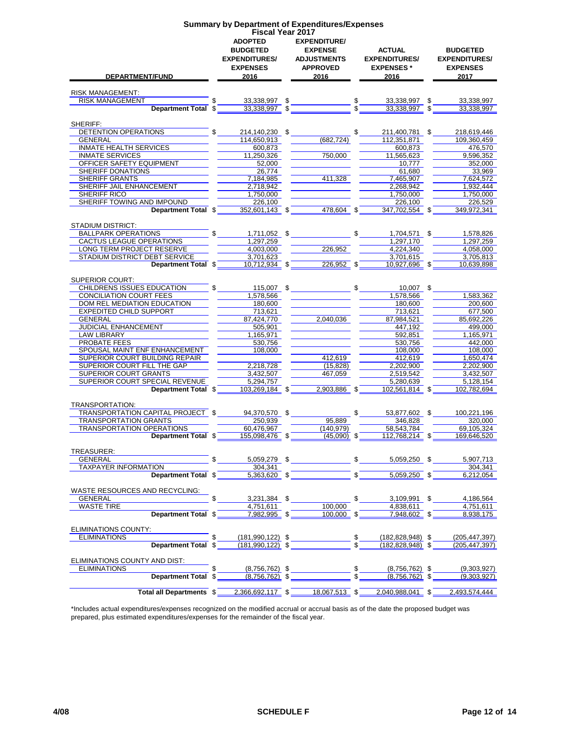# Summary by Department of Expenditures/Expenses
## Fiscal Year 2017

| DEPARTMENT/FUND | ADOPTED BUDGETED EXPENDITURES/ EXPENSES 2016 | EXPENDITURE/ EXPENSE ADJUSTMENTS APPROVED 2016 | ACTUAL EXPENDITURES/ EXPENSES * 2016 | BUDGETED EXPENDITURES/ EXPENSES 2017 |
|---|---|---|---|---|
| **RISK MANAGEMENT:** | | | | |
| RISK MANAGEMENT | $ 33,338,997 | $ | $ 33,338,997 | $ 33,338,997 |
| **Department Total** | $ 33,338,997 | $ | $ 33,338,997 | $ 33,338,997 |
| **SHERIFF:** | | | | |
| DETENTION OPERATIONS | $ 214,140,230 | $ | $ 211,400,781 | $ 218,619,446 |
| GENERAL | 114,650,913 | (682,724) | 112,351,871 | 109,360,459 |
| INMATE HEALTH SERVICES | 600,873 | | 600,873 | 476,570 |
| INMATE SERVICES | 11,250,326 | 750,000 | 11,565,623 | 9,596,352 |
| OFFICER SAFETY EQUIPMENT | 52,000 | | 10,777 | 352,000 |
| SHERIFF DONATIONS | 26,774 | | 61,680 | 33,969 |
| SHERIFF GRANTS | 7,184,985 | 411,328 | 7,465,907 | 7,624,572 |
| SHERIFF JAIL ENHANCEMENT | 2,718,942 | | 2,268,942 | 1,932,444 |
| SHERIFF RICO | 1,750,000 | | 1,750,000 | 1,750,000 |
| SHERIFF TOWING AND IMPOUND | 226,100 | | 226,100 | 226,529 |
| **Department Total** | $ 352,601,143 | $ 478,604 | $ 347,702,554 | $ 349,972,341 |
| **STADIUM DISTRICT:** | | | | |
| BALLPARK OPERATIONS | $ 1,711,052 | $ | $ 1,704,571 | $ 1,578,826 |
| CACTUS LEAGUE OPERATIONS | 1,297,259 | | 1,297,170 | 1,297,259 |
| LONG TERM PROJECT RESERVE | 4,003,000 | 226,952 | 4,224,340 | 4,058,000 |
| STADIUM DISTRICT DEBT SERVICE | 3,701,623 | | 3,701,615 | 3,705,813 |
| **Department Total** | $ 10,712,934 | $ 226,952 | $ 10,927,696 | $ 10,639,898 |
| **SUPERIOR COURT:** | | | | |
| CHILDRENS ISSUES EDUCATION | $ 115,007 | $ | $ 10,007 | $ |
| CONCILIATION COURT FEES | 1,578,566 | | 1,578,566 | 1,583,362 |
| DOM REL MEDIATION EDUCATION | 180,600 | | 180,600 | 200,600 |
| EXPEDITED CHILD SUPPORT | 713,621 | | 713,621 | 677,500 |
| GENERAL | 87,424,770 | 2,040,036 | 87,984,521 | 85,692,226 |
| JUDICIAL ENHANCEMENT | 505,901 | | 447,192 | 499,000 |
| LAW LIBRARY | 1,165,971 | | 592,851 | 1,165,971 |
| PROBATE FEES | 530,756 | | 530,756 | 442,000 |
| SPOUSAL MAINT ENF ENHANCEMENT | 108,000 | | 108,000 | 108,000 |
| SUPERIOR COURT BUILDING REPAIR | | 412,619 | 412,619 | 1,650,474 |
| SUPERIOR COURT FILL THE GAP | 2,218,728 | (15,828) | 2,202,900 | 2,202,900 |
| SUPERIOR COURT GRANTS | 3,432,507 | 467,059 | 2,519,542 | 3,432,507 |
| SUPERIOR COURT SPECIAL REVENUE | 5,294,757 | | 5,280,639 | 5,128,154 |
| **Department Total** | $ 103,269,184 | $ 2,903,886 | $ 102,561,814 | $ 102,782,694 |
| **TRANSPORTATION:** | | | | |
| TRANSPORTATION CAPITAL PROJECT | $ 94,370,570 | $ | $ 53,877,602 | $ 100,221,196 |
| TRANSPORTATION GRANTS | 250,939 | 95,889 | 346,828 | 320,000 |
| TRANSPORTATION OPERATIONS | 60,476,967 | (140,979) | 58,543,784 | 69,105,324 |
| **Department Total** | $ 155,098,476 | $ (45,090) | $ 112,768,214 | $ 169,646,520 |
| **TREASURER:** | | | | |
| GENERAL | $ 5,059,279 | $ | $ 5,059,250 | $ 5,907,713 |
| TAXPAYER INFORMATION | 304,341 | | | 304,341 |
| **Department Total** | $ 5,363,620 | $ | $ 5,059,250 | $ 6,212,054 |
| **WASTE RESOURCES AND RECYCLING:** | | | | |
| GENERAL | $ 3,231,384 | $ | $ 3,109,991 | $ 4,186,564 |
| WASTE TIRE | 4,751,611 | 100,000 | 4,838,611 | 4,751,611 |
| **Department Total** | $ 7,982,995 | $ 100,000 | $ 7,948,602 | $ 8,938,175 |
| **ELIMINATIONS COUNTY:** | | | | |
| ELIMINATIONS | $ (181,990,122) | $ | $ (182,828,948) | $ (205,447,397) |
| **Department Total** | $ (181,990,122) | $ | $ (182,828,948) | $ (205,447,397) |
| **ELIMINATIONS COUNTY AND DIST:** | | | | |
| ELIMINATIONS | $ (8,756,762) | $ | $ (8,756,762) | $ (9,303,927) |
| **Department Total** | $ (8,756,762) | $ | $ (8,756,762) | $ (9,303,927) |
| **Total all Departments** | $ 2,366,692,117 | $ 18,067,513 | $ 2,040,988,041 | $ 2,493,574,444 |

*Includes actual expenditures/expenses recognized on the modified accrual or accrual basis as of the date the proposed budget was prepared, plus estimated expenditures/expenses for the remainder of the fiscal year.

4/08 SCHEDULE F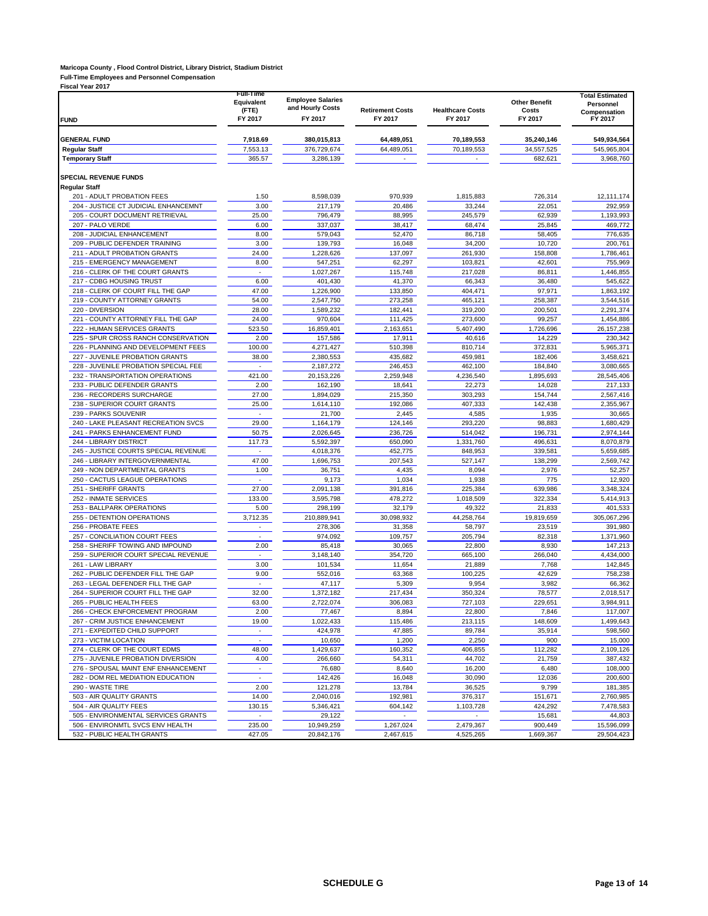**Maricopa County , Flood Control District, Library District, Stadium District**
**Full-Time Employees and Personnel Compensation**
**Fiscal Year 2017**

| FUND | Full-Time Equivalent (FTE) FY 2017 | Employee Salaries and Hourly Costs FY 2017 | Retirement Costs FY 2017 | Healthcare Costs FY 2017 | Other Benefit Costs FY 2017 | Total Estimated Personnel Compensation FY 2017 |
|---|---|---|---|---|---|---|
| **GENERAL FUND** | **7,918.69** | **380,015,813** | **64,489,051** | **70,189,553** | **35,240,146** | **549,934,564** |
| **Regular Staff** | 7,553.13 | 376,729,674 | 64,489,051 | 70,189,553 | 34,557,525 | 545,965,804 |
| **Temporary Staff** | 365.57 | 3,286,139 | - | - | 682,621 | 3,968,760 |
| | | | | | | |
| **SPECIAL REVENUE FUNDS** | | | | | | |
| **Regular Staff** | | | | | | |
| 201 - ADULT PROBATION FEES | 1.50 | 8,598,039 | 970,939 | 1,815,883 | 726,314 | 12,111,174 |
| 204 - JUSTICE CT JUDICIAL ENHANCEMNT | 3.00 | 217,179 | 20,486 | 33,244 | 22,051 | 292,959 |
| 205 - COURT DOCUMENT RETRIEVAL | 25.00 | 796,479 | 88,995 | 245,579 | 62,939 | 1,193,993 |
| 207 - PALO VERDE | 6.00 | 337,037 | 38,417 | 68,474 | 25,845 | 469,772 |
| 208 - JUDICIAL ENHANCEMENT | 8.00 | 579,043 | 52,470 | 86,718 | 58,405 | 776,635 |
| 209 - PUBLIC DEFENDER TRAINING | 3.00 | 139,793 | 16,048 | 34,200 | 10,720 | 200,761 |
| 211 - ADULT PROBATION GRANTS | 24.00 | 1,228,626 | 137,097 | 261,930 | 158,808 | 1,786,461 |
| 215 - EMERGENCY MANAGEMENT | 8.00 | 547,251 | 62,297 | 103,821 | 42,601 | 755,969 |
| 216 - CLERK OF THE COURT GRANTS | - | 1,027,267 | 115,748 | 217,028 | 86,811 | 1,446,855 |
| 217 - CDBG HOUSING TRUST | 6.00 | 401,430 | 41,370 | 66,343 | 36,480 | 545,622 |
| 218 - CLERK OF COURT FILL THE GAP | 47.00 | 1,226,900 | 133,850 | 404,471 | 97,971 | 1,863,192 |
| 219 - COUNTY ATTORNEY GRANTS | 54.00 | 2,547,750 | 273,258 | 465,121 | 258,387 | 3,544,516 |
| 220 - DIVERSION | 28.00 | 1,589,232 | 182,441 | 319,200 | 200,501 | 2,291,374 |
| 221 - COUNTY ATTORNEY FILL THE GAP | 24.00 | 970,604 | 111,425 | 273,600 | 99,257 | 1,454,886 |
| 222 - HUMAN SERVICES GRANTS | 523.50 | 16,859,401 | 2,163,651 | 5,407,490 | 1,726,696 | 26,157,238 |
| 225 - SPUR CROSS RANCH CONSERVATION | 2.00 | 157,586 | 17,911 | 40,616 | 14,229 | 230,342 |
| 226 - PLANNING AND DEVELOPMENT FEES | 100.00 | 4,271,427 | 510,398 | 810,714 | 372,831 | 5,965,371 |
| 227 - JUVENILE PROBATION GRANTS | 38.00 | 2,380,553 | 435,682 | 459,981 | 182,406 | 3,458,621 |
| 228 - JUVENILE PROBATION SPECIAL FEE | - | 2,187,272 | 246,453 | 462,100 | 184,840 | 3,080,665 |
| 232 - TRANSPORTATION OPERATIONS | 421.00 | 20,153,226 | 2,259,948 | 4,236,540 | 1,895,693 | 28,545,406 |
| 233 - PUBLIC DEFENDER GRANTS | 2.00 | 162,190 | 18,641 | 22,273 | 14,028 | 217,133 |
| 236 - RECORDERS SURCHARGE | 27.00 | 1,894,029 | 215,350 | 303,293 | 154,744 | 2,567,416 |
| 238 - SUPERIOR COURT GRANTS | 25.00 | 1,614,110 | 192,086 | 407,333 | 142,438 | 2,355,967 |
| 239 - PARKS SOUVENIR | - | 21,700 | 2,445 | 4,585 | 1,935 | 30,665 |
| 240 - LAKE PLEASANT RECREATION SVCS | 29.00 | 1,164,179 | 124,146 | 293,220 | 98,883 | 1,680,429 |
| 241 - PARKS ENHANCEMENT FUND | 50.75 | 2,026,645 | 236,726 | 514,042 | 196,731 | 2,974,144 |
| 244 - LIBRARY DISTRICT | 117.73 | 5,592,397 | 650,090 | 1,331,760 | 496,631 | 8,070,879 |
| 245 - JUSTICE COURTS SPECIAL REVENUE | - | 4,018,376 | 452,775 | 848,953 | 339,581 | 5,659,685 |
| 246 - LIBRARY INTERGOVERNMENTAL | 47.00 | 1,696,753 | 207,543 | 527,147 | 138,299 | 2,569,742 |
| 249 - NON DEPARTMENTAL GRANTS | 1.00 | 36,751 | 4,435 | 8,094 | 2,976 | 52,257 |
| 250 - CACTUS LEAGUE OPERATIONS | - | 9,173 | 1,034 | 1,938 | 775 | 12,920 |
| 251 - SHERIFF GRANTS | 27.00 | 2,091,138 | 391,816 | 225,384 | 639,986 | 3,348,324 |
| 252 - INMATE SERVICES | 133.00 | 3,595,798 | 478,272 | 1,018,509 | 322,334 | 5,414,913 |
| 253 - BALLPARK OPERATIONS | 5.00 | 298,199 | 32,179 | 49,322 | 21,833 | 401,533 |
| 255 - DETENTION OPERATIONS | 3,712.35 | 210,889,941 | 30,098,932 | 44,258,764 | 19,819,659 | 305,067,296 |
| 256 - PROBATE FEES | - | 278,306 | 31,358 | 58,797 | 23,519 | 391,980 |
| 257 - CONCILIATION COURT FEES | - | 974,092 | 109,757 | 205,794 | 82,318 | 1,371,960 |
| 258 - SHERIFF TOWING AND IMPOUND | 2.00 | 85,418 | 30,065 | 22,800 | 8,930 | 147,213 |
| 259 - SUPERIOR COURT SPECIAL REVENUE | - | 3,148,140 | 354,720 | 665,100 | 266,040 | 4,434,000 |
| 261 - LAW LIBRARY | 3.00 | 101,534 | 11,654 | 21,889 | 7,768 | 142,845 |
| 262 - PUBLIC DEFENDER FILL THE GAP | 9.00 | 552,016 | 63,368 | 100,225 | 42,629 | 758,238 |
| 263 - LEGAL DEFENDER FILL THE GAP | - | 47,117 | 5,309 | 9,954 | 3,982 | 66,362 |
| 264 - SUPERIOR COURT FILL THE GAP | 32.00 | 1,372,182 | 217,434 | 350,324 | 78,577 | 2,018,517 |
| 265 - PUBLIC HEALTH FEES | 63.00 | 2,722,074 | 306,083 | 727,103 | 229,651 | 3,984,911 |
| 266 - CHECK ENFORCEMENT PROGRAM | 2.00 | 77,467 | 8,894 | 22,800 | 7,846 | 117,007 |
| 267 - CRIM JUSTICE ENHANCEMENT | 19.00 | 1,022,433 | 115,486 | 213,115 | 148,609 | 1,499,643 |
| 271 - EXPEDITED CHILD SUPPORT | - | 424,978 | 47,885 | 89,784 | 35,914 | 598,560 |
| 273 - VICTIM LOCATION | - | 10,650 | 1,200 | 2,250 | 900 | 15,000 |
| 274 - CLERK OF THE COURT EDMS | 48.00 | 1,429,637 | 160,352 | 406,855 | 112,282 | 2,109,126 |
| 275 - JUVENILE PROBATION DIVERSION | 4.00 | 266,660 | 54,311 | 44,702 | 21,759 | 387,432 |
| 276 - SPOUSAL MAINT ENF ENHANCEMENT | - | 76,680 | 8,640 | 16,200 | 6,480 | 108,000 |
| 282 - DOM REL MEDIATION EDUCATION | - | 142,426 | 16,048 | 30,090 | 12,036 | 200,600 |
| 290 - WASTE TIRE | 2.00 | 121,278 | 13,784 | 36,525 | 9,799 | 181,385 |
| 503 - AIR QUALITY GRANTS | 14.00 | 2,040,016 | 192,981 | 376,317 | 151,671 | 2,760,985 |
| 504 - AIR QUALITY FEES | 130.15 | 5,346,421 | 604,142 | 1,103,728 | 424,292 | 7,478,583 |
| 505 - ENVIRONMENTAL SERVICES GRANTS | - | 29,122 | - | - | 15,681 | 44,803 |
| 506 - ENVIRONMTL SVCS ENV HEALTH | 235.00 | 10,949,259 | 1,267,024 | 2,479,367 | 900,449 | 15,596,099 |
| 532 - PUBLIC HEALTH GRANTS | 427.05 | 20,842,176 | 2,467,615 | 4,525,265 | 1,669,367 | 29,504,423 |

**SCHEDULE G**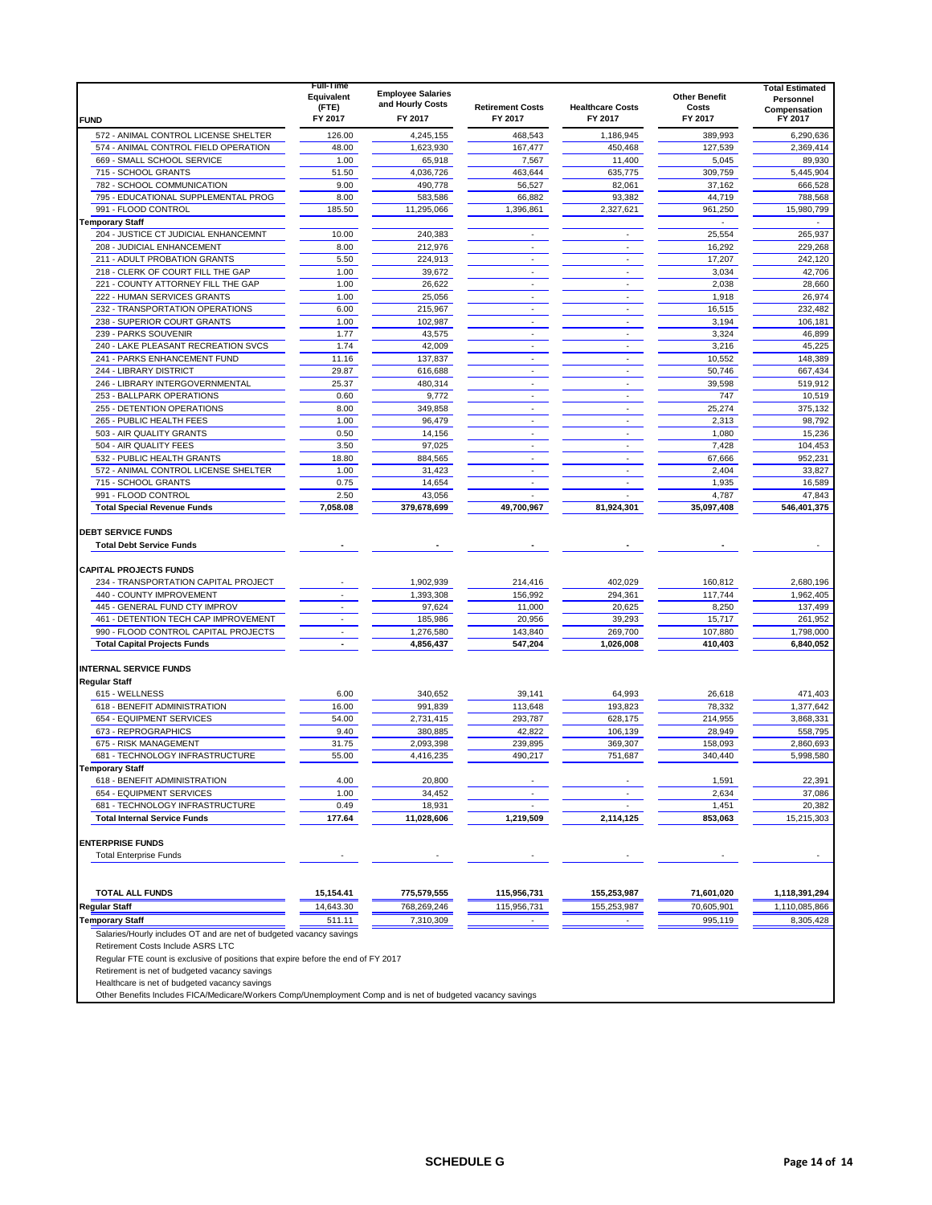| FUND | Full-Time Equivalent (FTE) FY 2017 | Employee Salaries and Hourly Costs FY 2017 | Retirement Costs FY 2017 | Healthcare Costs FY 2017 | Other Benefit Costs FY 2017 | Total Estimated Personnel Compensation FY 2017 |
|---|---|---|---|---|---|---|
| 572 - ANIMAL CONTROL LICENSE SHELTER | 126.00 | 4,245,155 | 468,543 | 1,186,945 | 389,993 | 6,290,636 |
| 574 - ANIMAL CONTROL FIELD OPERATION | 48.00 | 1,623,930 | 167,477 | 450,468 | 127,539 | 2,369,414 |
| 669 - SMALL SCHOOL SERVICE | 1.00 | 65,918 | 7,567 | 11,400 | 5,045 | 89,930 |
| 715 - SCHOOL GRANTS | 51.50 | 4,036,726 | 463,644 | 635,775 | 309,759 | 5,445,904 |
| 782 - SCHOOL COMMUNICATION | 9.00 | 490,778 | 56,527 | 82,061 | 37,162 | 666,528 |
| 795 - EDUCATIONAL SUPPLEMENTAL PROG | 8.00 | 583,586 | 66,882 | 93,382 | 44,719 | 788,568 |
| 991 - FLOOD CONTROL | 185.50 | 11,295,066 | 1,396,861 | 2,327,621 | 961,250 | 15,980,799 |
| **Temporary Staff** | | | | | - | - |
| 204 - JUSTICE CT JUDICIAL ENHANCEMNT | 10.00 | 240,383 | - | - | 25,554 | 265,937 |
| 208 - JUDICIAL ENHANCEMENT | 8.00 | 212,976 | - | - | 16,292 | 229,268 |
| 211 - ADULT PROBATION GRANTS | 5.50 | 224,913 | - | - | 17,207 | 242,120 |
| 218 - CLERK OF COURT FILL THE GAP | 1.00 | 39,672 | - | - | 3,034 | 42,706 |
| 221 - COUNTY ATTORNEY FILL THE GAP | 1.00 | 26,622 | - | - | 2,038 | 28,660 |
| 222 - HUMAN SERVICES GRANTS | 1.00 | 25,056 | - | - | 1,918 | 26,974 |
| 232 - TRANSPORTATION OPERATIONS | 6.00 | 215,967 | - | - | 16,515 | 232,482 |
| 238 - SUPERIOR COURT GRANTS | 1.00 | 102,987 | - | - | 3,194 | 106,181 |
| 239 - PARKS SOUVENIR | 1.77 | 43,575 | - | - | 3,324 | 46,899 |
| 240 - LAKE PLEASANT RECREATION SVCS | 1.74 | 42,009 | - | - | 3,216 | 45,225 |
| 241 - PARKS ENHANCEMENT FUND | 11.16 | 137,837 | - | - | 10,552 | 148,389 |
| 244 - LIBRARY DISTRICT | 29.87 | 616,688 | - | - | 50,746 | 667,434 |
| 246 - LIBRARY INTERGOVERNMENTAL | 25.37 | 480,314 | - | - | 39,598 | 519,912 |
| 253 - BALLPARK OPERATIONS | 0.60 | 9,772 | - | - | 747 | 10,519 |
| 255 - DETENTION OPERATIONS | 8.00 | 349,858 | - | - | 25,274 | 375,132 |
| 265 - PUBLIC HEALTH FEES | 1.00 | 96,479 | - | - | 2,313 | 98,792 |
| 503 - AIR QUALITY GRANTS | 0.50 | 14,156 | - | - | 1,080 | 15,236 |
| 504 - AIR QUALITY FEES | 3.50 | 97,025 | - | - | 7,428 | 104,453 |
| 532 - PUBLIC HEALTH GRANTS | 18.80 | 884,565 | - | - | 67,666 | 952,231 |
| 572 - ANIMAL CONTROL LICENSE SHELTER | 1.00 | 31,423 | - | - | 2,404 | 33,827 |
| 715 - SCHOOL GRANTS | 0.75 | 14,654 | - | - | 1,935 | 16,589 |
| 991 - FLOOD CONTROL | 2.50 | 43,056 | - | - | 4,787 | 47,843 |
| **Total Special Revenue Funds** | **7,058.08** | **379,678,699** | **49,700,967** | **81,924,301** | **35,097,408** | **546,401,375** |
| **DEBT SERVICE FUNDS** | | | | | | |
| **Total Debt Service Funds** | - | - | - | - | - | - |
| **CAPITAL PROJECTS FUNDS** | | | | | | |
| 234 - TRANSPORTATION CAPITAL PROJECT | - | 1,902,939 | 214,416 | 402,029 | 160,812 | 2,680,196 |
| 440 - COUNTY IMPROVEMENT | - | 1,393,308 | 156,992 | 294,361 | 117,744 | 1,962,405 |
| 445 - GENERAL FUND CTY IMPROV | - | 97,624 | 11,000 | 20,625 | 8,250 | 137,499 |
| 461 - DETENTION TECH CAP IMPROVEMENT | - | 185,986 | 20,956 | 39,293 | 15,717 | 261,952 |
| 990 - FLOOD CONTROL CAPITAL PROJECTS | - | 1,276,580 | 143,840 | 269,700 | 107,880 | 1,798,000 |
| **Total Capital Projects Funds** | - | **4,856,437** | **547,204** | **1,026,008** | **410,403** | **6,840,052** |
| **INTERNAL SERVICE FUNDS** | | | | | | |
| **Regular Staff** | | | | | | |
| 615 - WELLNESS | 6.00 | 340,652 | 39,141 | 64,993 | 26,618 | 471,403 |
| 618 - BENEFIT ADMINISTRATION | 16.00 | 991,839 | 113,648 | 193,823 | 78,332 | 1,377,642 |
| 654 - EQUIPMENT SERVICES | 54.00 | 2,731,415 | 293,787 | 628,175 | 214,955 | 3,868,331 |
| 673 - REPROGRAPHICS | 9.40 | 380,885 | 42,822 | 106,139 | 28,949 | 558,795 |
| 675 - RISK MANAGEMENT | 31.75 | 2,093,398 | 239,895 | 369,307 | 158,093 | 2,860,693 |
| 681 - TECHNOLOGY INFRASTRUCTURE | 55.00 | 4,416,235 | 490,217 | 751,687 | 340,440 | 5,998,580 |
| **Temporary Staff** | | | | | | |
| 618 - BENEFIT ADMINISTRATION | 4.00 | 20,800 | - | - | 1,591 | 22,391 |
| 654 - EQUIPMENT SERVICES | 1.00 | 34,452 | - | - | 2,634 | 37,086 |
| 681 - TECHNOLOGY INFRASTRUCTURE | 0.49 | 18,931 | - | - | 1,451 | 20,382 |
| **Total Internal Service Funds** | **177.64** | **11,028,606** | **1,219,509** | **2,114,125** | **853,063** | **15,215,303** |
| **ENTERPRISE FUNDS** | | | | | | |
| Total Enterprise Funds | - | - | - | - | - | - |
| **TOTAL ALL FUNDS** | **15,154.41** | **775,579,555** | **115,956,731** | **155,253,987** | **71,601,020** | **1,118,391,294** |
| **Regular Staff** | 14,643.30 | 768,269,246 | 115,956,731 | 155,253,987 | 70,605,901 | 1,110,085,866 |
| **Temporary Staff** | 511.11 | 7,310,309 | - | - | 995,119 | 8,305,428 |

Salaries/Hourly includes OT and are net of budgeted vacancy savings
Retirement Costs Include ASRS LTC
Regular FTE count is exclusive of positions that expire before the end of FY 2017
Retirement is net of budgeted vacancy savings
Healthcare is net of budgeted vacancy savings
Other Benefits Includes FICA/Medicare/Workers Comp/Unemployment Comp and is net of budgeted vacancy savings

**SCHEDULE G**